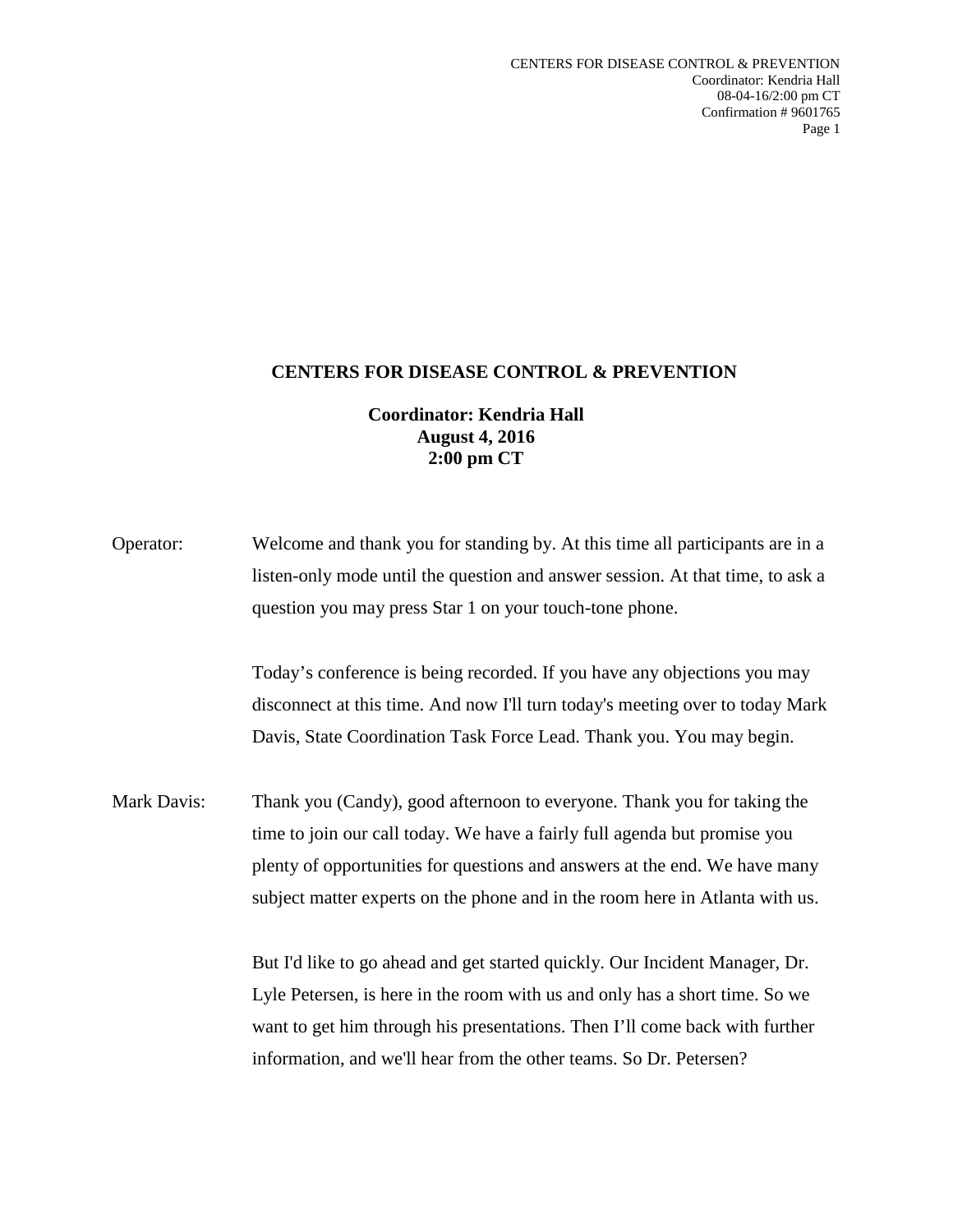# CENTERS FOR DISEASE CONTROL & PREVENTION

**Coordinator: Kendria Hall**
**August 4, 2016**
**2:00 pm CT**

Operator: Welcome and thank you for standing by. At this time all participants are in a listen-only mode until the question and answer session. At that time, to ask a question you may press Star 1 on your touch-tone phone.

Today's conference is being recorded. If you have any objections you may disconnect at this time. And now I'll turn today's meeting over to today Mark Davis, State Coordination Task Force Lead. Thank you. You may begin.

Mark Davis: Thank you (Candy), good afternoon to everyone. Thank you for taking the time to join our call today. We have a fairly full agenda but promise you plenty of opportunities for questions and answers at the end. We have many subject matter experts on the phone and in the room here in Atlanta with us.

But I'd like to go ahead and get started quickly. Our Incident Manager, Dr. Lyle Petersen, is here in the room with us and only has a short time. So we want to get him through his presentations. Then I'll come back with further information, and we'll hear from the other teams. So Dr. Petersen?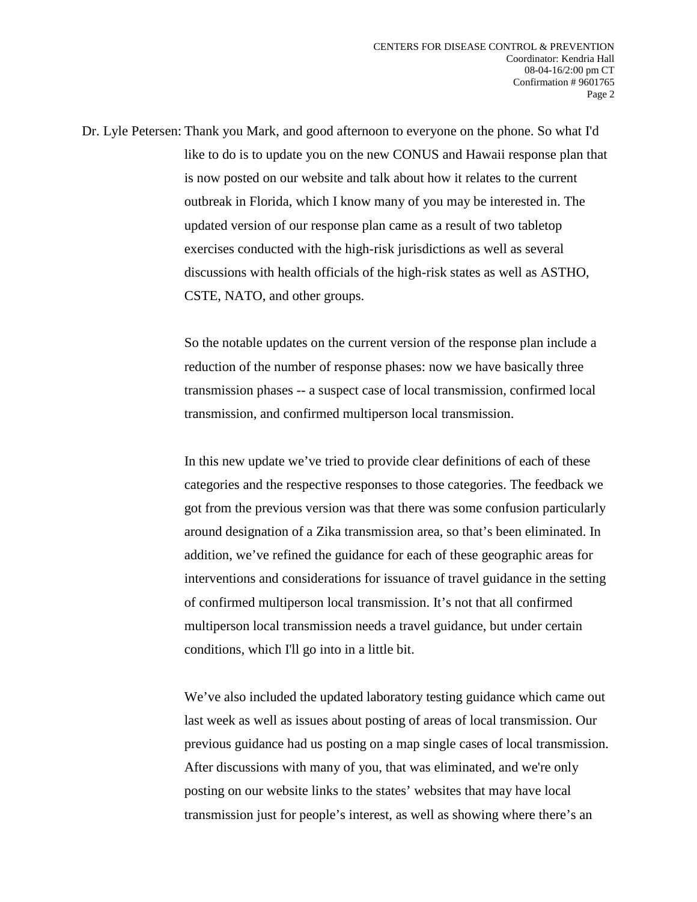Dr. Lyle Petersen: Thank you Mark, and good afternoon to everyone on the phone. So what I'd like to do is to update you on the new CONUS and Hawaii response plan that is now posted on our website and talk about how it relates to the current outbreak in Florida, which I know many of you may be interested in. The updated version of our response plan came as a result of two tabletop exercises conducted with the high-risk jurisdictions as well as several discussions with health officials of the high-risk states as well as ASTHO, CSTE, NATO, and other groups.

So the notable updates on the current version of the response plan include a reduction of the number of response phases: now we have basically three transmission phases -- a suspect case of local transmission, confirmed local transmission, and confirmed multiperson local transmission.

In this new update we've tried to provide clear definitions of each of these categories and the respective responses to those categories. The feedback we got from the previous version was that there was some confusion particularly around designation of a Zika transmission area, so that's been eliminated. In addition, we've refined the guidance for each of these geographic areas for interventions and considerations for issuance of travel guidance in the setting of confirmed multiperson local transmission. It's not that all confirmed multiperson local transmission needs a travel guidance, but under certain conditions, which I'll go into in a little bit.

We've also included the updated laboratory testing guidance which came out last week as well as issues about posting of areas of local transmission. Our previous guidance had us posting on a map single cases of local transmission. After discussions with many of you, that was eliminated, and we're only posting on our website links to the states' websites that may have local transmission just for people's interest, as well as showing where there's an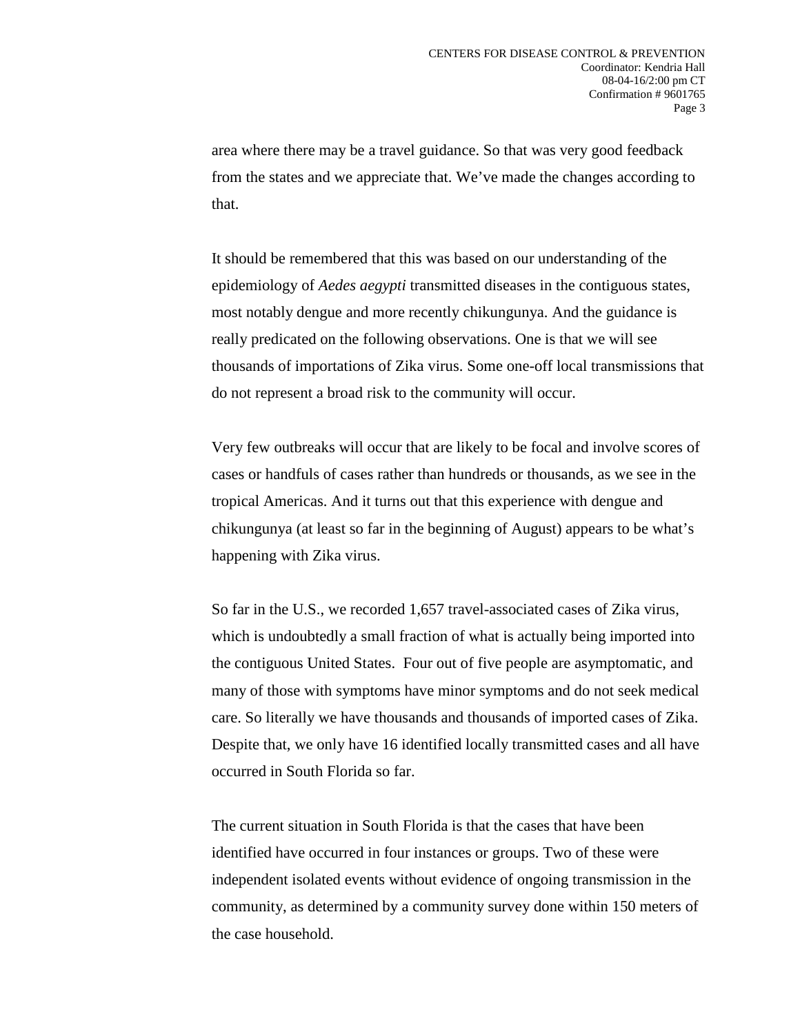area where there may be a travel guidance. So that was very good feedback from the states and we appreciate that. We've made the changes according to that.

It should be remembered that this was based on our understanding of the epidemiology of *Aedes aegypti* transmitted diseases in the contiguous states, most notably dengue and more recently chikungunya. And the guidance is really predicated on the following observations. One is that we will see thousands of importations of Zika virus. Some one-off local transmissions that do not represent a broad risk to the community will occur.

Very few outbreaks will occur that are likely to be focal and involve scores of cases or handfuls of cases rather than hundreds or thousands, as we see in the tropical Americas. And it turns out that this experience with dengue and chikungunya (at least so far in the beginning of August) appears to be what's happening with Zika virus.

So far in the U.S., we recorded 1,657 travel-associated cases of Zika virus, which is undoubtedly a small fraction of what is actually being imported into the contiguous United States. Four out of five people are asymptomatic, and many of those with symptoms have minor symptoms and do not seek medical care. So literally we have thousands and thousands of imported cases of Zika. Despite that, we only have 16 identified locally transmitted cases and all have occurred in South Florida so far.

The current situation in South Florida is that the cases that have been identified have occurred in four instances or groups. Two of these were independent isolated events without evidence of ongoing transmission in the community, as determined by a community survey done within 150 meters of the case household.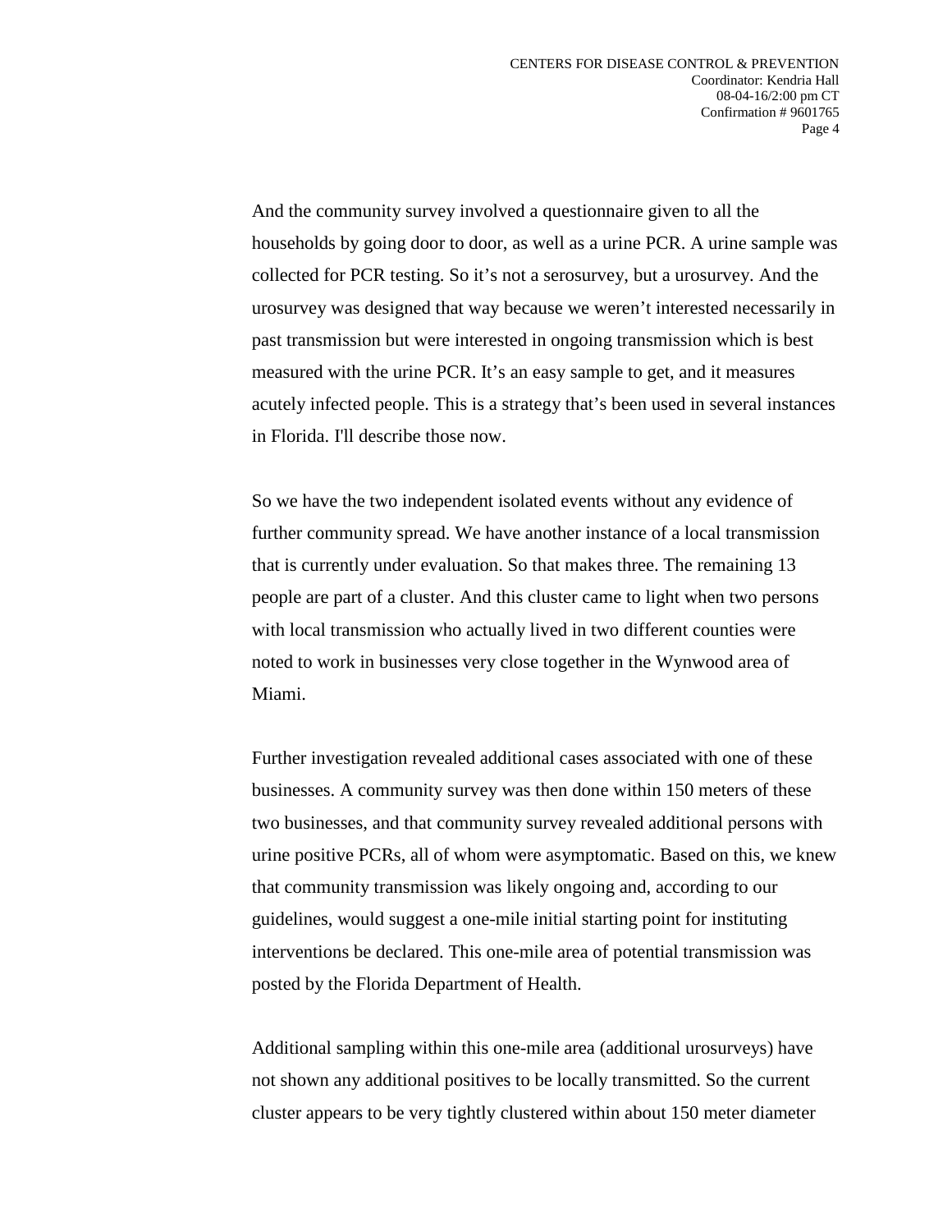And the community survey involved a questionnaire given to all the households by going door to door, as well as a urine PCR. A urine sample was collected for PCR testing. So it's not a serosurvey, but a urosurvey. And the urosurvey was designed that way because we weren't interested necessarily in past transmission but were interested in ongoing transmission which is best measured with the urine PCR. It's an easy sample to get, and it measures acutely infected people. This is a strategy that's been used in several instances in Florida. I'll describe those now.

So we have the two independent isolated events without any evidence of further community spread. We have another instance of a local transmission that is currently under evaluation. So that makes three. The remaining 13 people are part of a cluster. And this cluster came to light when two persons with local transmission who actually lived in two different counties were noted to work in businesses very close together in the Wynwood area of Miami.

Further investigation revealed additional cases associated with one of these businesses. A community survey was then done within 150 meters of these two businesses, and that community survey revealed additional persons with urine positive PCRs, all of whom were asymptomatic. Based on this, we knew that community transmission was likely ongoing and, according to our guidelines, would suggest a one-mile initial starting point for instituting interventions be declared. This one-mile area of potential transmission was posted by the Florida Department of Health.

Additional sampling within this one-mile area (additional urosurveys) have not shown any additional positives to be locally transmitted. So the current cluster appears to be very tightly clustered within about 150 meter diameter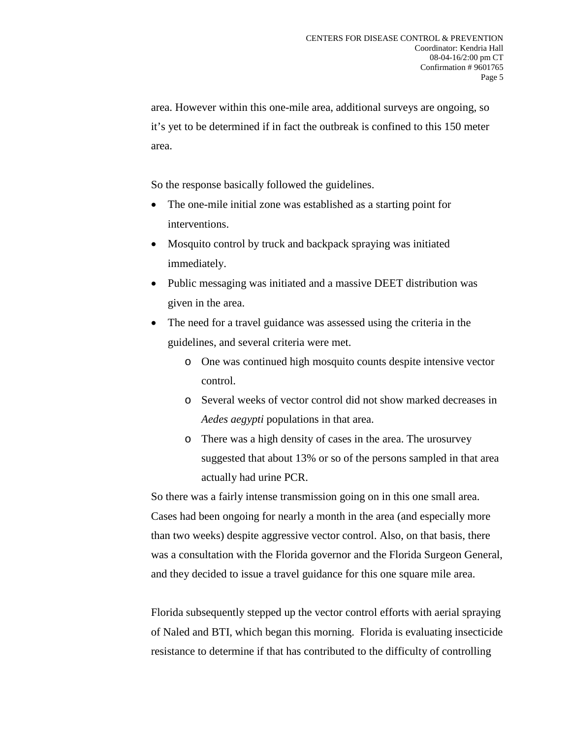area. However within this one-mile area, additional surveys are ongoing, so it's yet to be determined if in fact the outbreak is confined to this 150 meter area.

So the response basically followed the guidelines.

- The one-mile initial zone was established as a starting point for interventions.
- Mosquito control by truck and backpack spraying was initiated immediately.
- Public messaging was initiated and a massive DEET distribution was given in the area.
- The need for a travel guidance was assessed using the criteria in the guidelines, and several criteria were met.
    - One was continued high mosquito counts despite intensive vector control.
    - Several weeks of vector control did not show marked decreases in *Aedes aegypti* populations in that area.
    - There was a high density of cases in the area. The urosurvey suggested that about 13% or so of the persons sampled in that area actually had urine PCR.

So there was a fairly intense transmission going on in this one small area. Cases had been ongoing for nearly a month in the area (and especially more than two weeks) despite aggressive vector control. Also, on that basis, there was a consultation with the Florida governor and the Florida Surgeon General, and they decided to issue a travel guidance for this one square mile area.

Florida subsequently stepped up the vector control efforts with aerial spraying of Naled and BTI, which began this morning. Florida is evaluating insecticide resistance to determine if that has contributed to the difficulty of controlling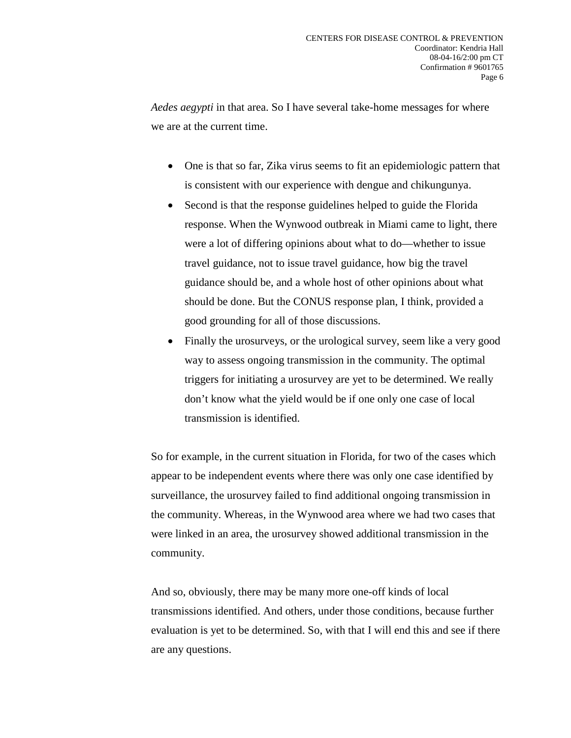*Aedes aegypti* in that area. So I have several take-home messages for where we are at the current time.

- One is that so far, Zika virus seems to fit an epidemiologic pattern that is consistent with our experience with dengue and chikungunya.
- Second is that the response guidelines helped to guide the Florida response. When the Wynwood outbreak in Miami came to light, there were a lot of differing opinions about what to do—whether to issue travel guidance, not to issue travel guidance, how big the travel guidance should be, and a whole host of other opinions about what should be done. But the CONUS response plan, I think, provided a good grounding for all of those discussions.
- Finally the urosurveys, or the urological survey, seem like a very good way to assess ongoing transmission in the community. The optimal triggers for initiating a urosurvey are yet to be determined. We really don't know what the yield would be if one only one case of local transmission is identified.

So for example, in the current situation in Florida, for two of the cases which appear to be independent events where there was only one case identified by surveillance, the urosurvey failed to find additional ongoing transmission in the community. Whereas, in the Wynwood area where we had two cases that were linked in an area, the urosurvey showed additional transmission in the community.

And so, obviously, there may be many more one-off kinds of local transmissions identified. And others, under those conditions, because further evaluation is yet to be determined. So, with that I will end this and see if there are any questions.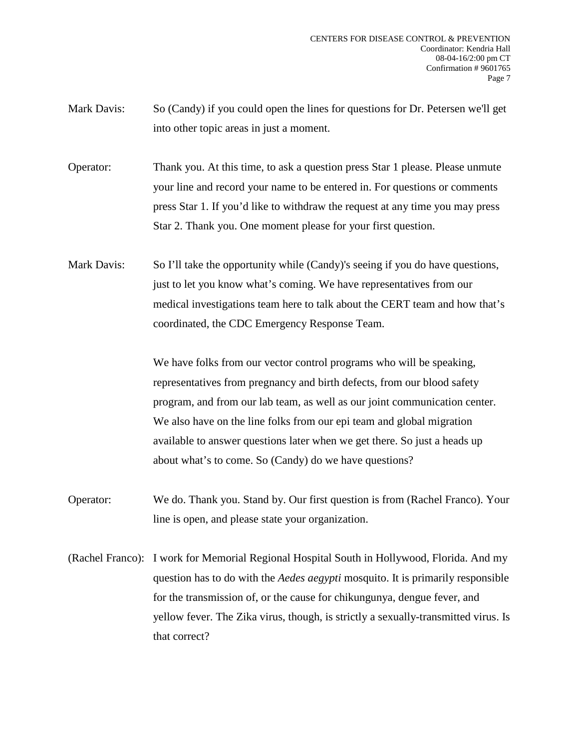Mark Davis: So (Candy) if you could open the lines for questions for Dr. Petersen we'll get into other topic areas in just a moment.

Operator: Thank you. At this time, to ask a question press Star 1 please. Please unmute your line and record your name to be entered in. For questions or comments press Star 1. If you'd like to withdraw the request at any time you may press Star 2. Thank you. One moment please for your first question.

Mark Davis: So I'll take the opportunity while (Candy)'s seeing if you do have questions, just to let you know what's coming. We have representatives from our medical investigations team here to talk about the CERT team and how that's coordinated, the CDC Emergency Response Team.

We have folks from our vector control programs who will be speaking, representatives from pregnancy and birth defects, from our blood safety program, and from our lab team, as well as our joint communication center. We also have on the line folks from our epi team and global migration available to answer questions later when we get there. So just a heads up about what's to come. So (Candy) do we have questions?

Operator: We do. Thank you. Stand by. Our first question is from (Rachel Franco). Your line is open, and please state your organization.

(Rachel Franco): I work for Memorial Regional Hospital South in Hollywood, Florida. And my question has to do with the *Aedes aegypti* mosquito. It is primarily responsible for the transmission of, or the cause for chikungunya, dengue fever, and yellow fever. The Zika virus, though, is strictly a sexually-transmitted virus. Is that correct?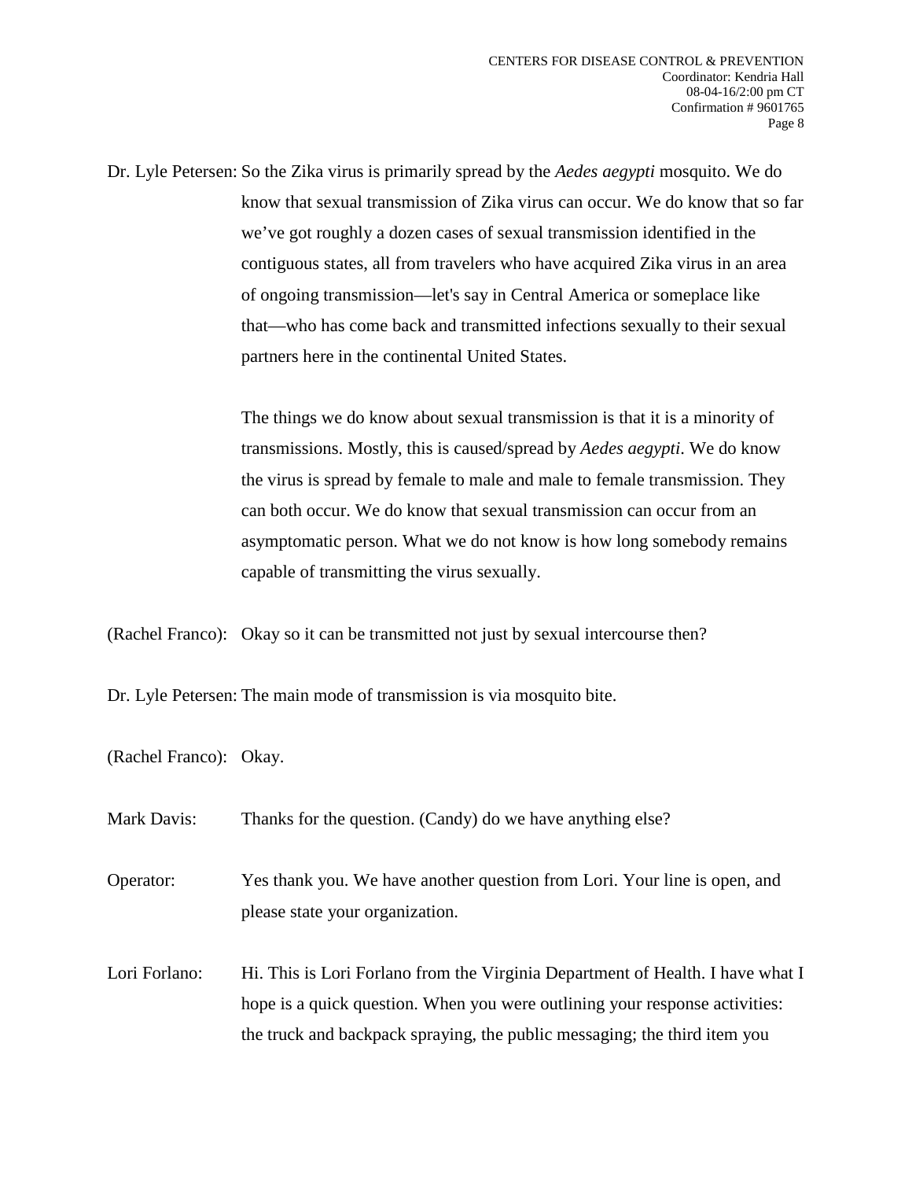Dr. Lyle Petersen: So the Zika virus is primarily spread by the *Aedes aegypti* mosquito. We do know that sexual transmission of Zika virus can occur. We do know that so far we've got roughly a dozen cases of sexual transmission identified in the contiguous states, all from travelers who have acquired Zika virus in an area of ongoing transmission—let's say in Central America or someplace like that—who has come back and transmitted infections sexually to their sexual partners here in the continental United States.

The things we do know about sexual transmission is that it is a minority of transmissions. Mostly, this is caused/spread by *Aedes aegypti*. We do know the virus is spread by female to male and male to female transmission. They can both occur. We do know that sexual transmission can occur from an asymptomatic person. What we do not know is how long somebody remains capable of transmitting the virus sexually.

(Rachel Franco): Okay so it can be transmitted not just by sexual intercourse then?

Dr. Lyle Petersen: The main mode of transmission is via mosquito bite.

(Rachel Franco): Okay.

Mark Davis: Thanks for the question. (Candy) do we have anything else?

Operator: Yes thank you. We have another question from Lori. Your line is open, and please state your organization.

Lori Forlano: Hi. This is Lori Forlano from the Virginia Department of Health. I have what I hope is a quick question. When you were outlining your response activities: the truck and backpack spraying, the public messaging; the third item you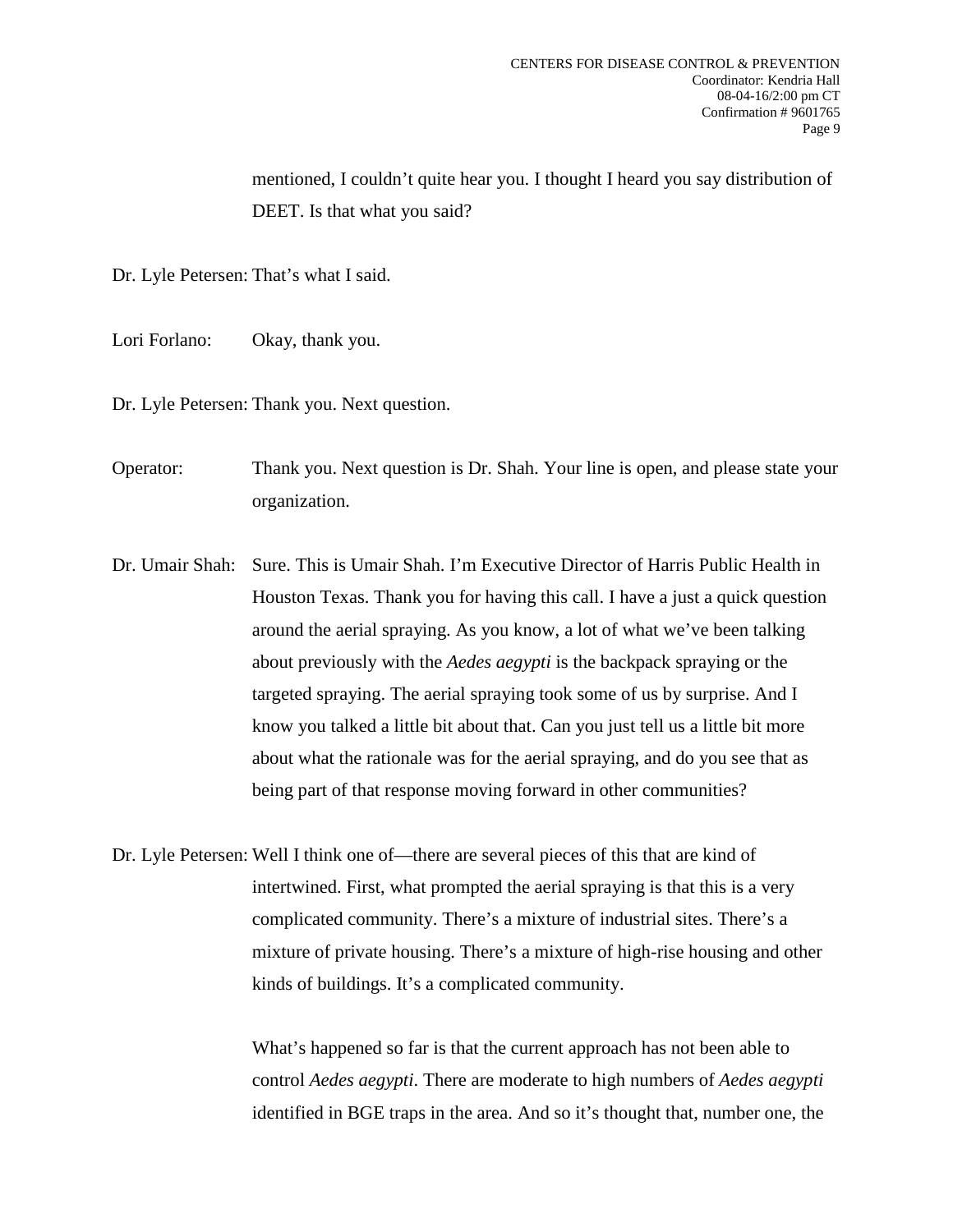mentioned, I couldn't quite hear you. I thought I heard you say distribution of DEET. Is that what you said?

Dr. Lyle Petersen: That's what I said.

Lori Forlano: Okay, thank you.

Dr. Lyle Petersen: Thank you. Next question.

Operator: Thank you. Next question is Dr. Shah. Your line is open, and please state your organization.

Dr. Umair Shah: Sure. This is Umair Shah. I'm Executive Director of Harris Public Health in Houston Texas. Thank you for having this call. I have a just a quick question around the aerial spraying. As you know, a lot of what we've been talking about previously with the *Aedes aegypti* is the backpack spraying or the targeted spraying. The aerial spraying took some of us by surprise. And I know you talked a little bit about that. Can you just tell us a little bit more about what the rationale was for the aerial spraying, and do you see that as being part of that response moving forward in other communities?

Dr. Lyle Petersen: Well I think one of—there are several pieces of this that are kind of intertwined. First, what prompted the aerial spraying is that this is a very complicated community. There's a mixture of industrial sites. There's a mixture of private housing. There's a mixture of high-rise housing and other kinds of buildings. It's a complicated community.

What's happened so far is that the current approach has not been able to control *Aedes aegypti*. There are moderate to high numbers of *Aedes aegypti* identified in BGE traps in the area. And so it's thought that, number one, the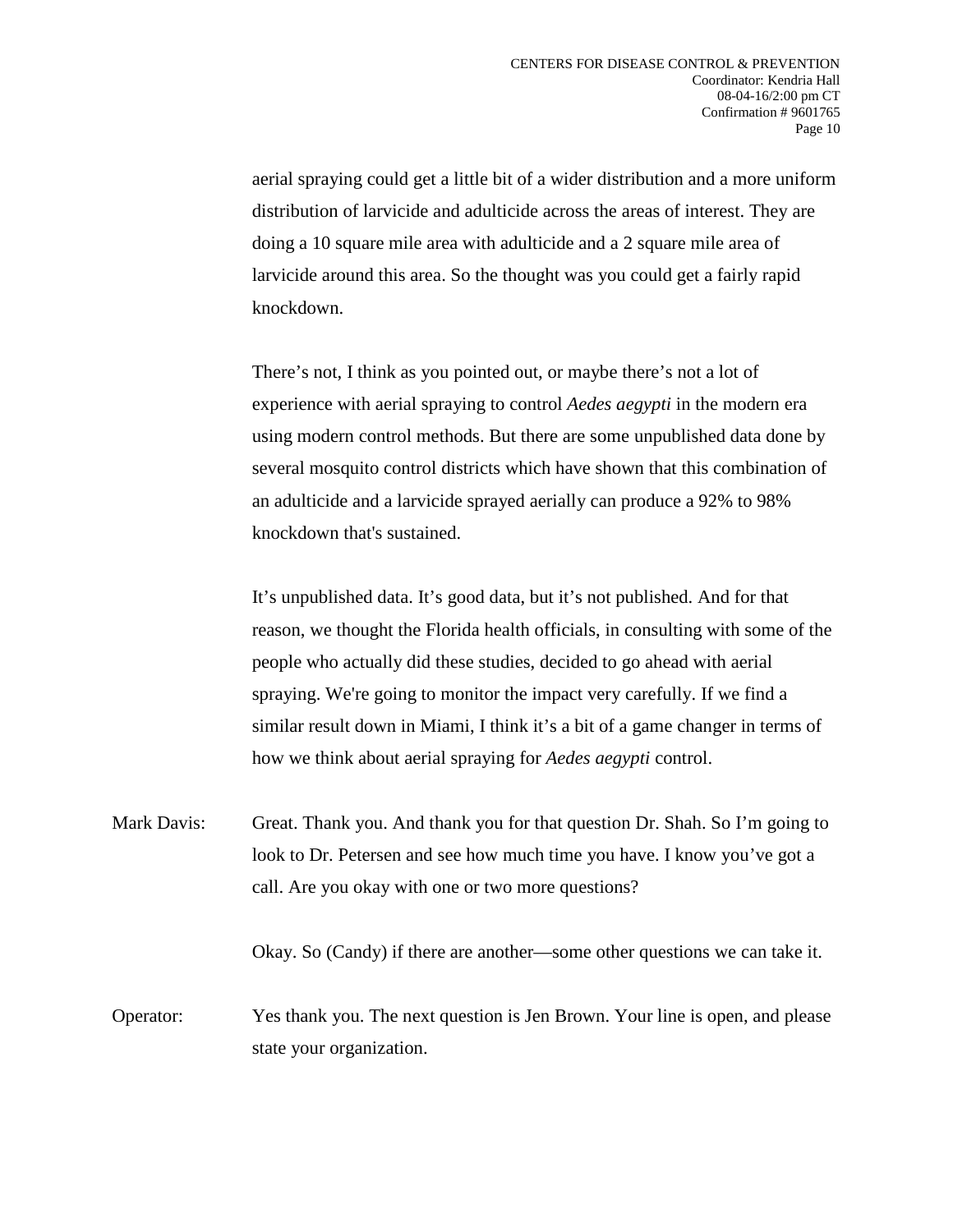aerial spraying could get a little bit of a wider distribution and a more uniform distribution of larvicide and adulticide across the areas of interest. They are doing a 10 square mile area with adulticide and a 2 square mile area of larvicide around this area. So the thought was you could get a fairly rapid knockdown.

There's not, I think as you pointed out, or maybe there's not a lot of experience with aerial spraying to control *Aedes aegypti* in the modern era using modern control methods. But there are some unpublished data done by several mosquito control districts which have shown that this combination of an adulticide and a larvicide sprayed aerially can produce a 92% to 98% knockdown that's sustained.

It's unpublished data. It's good data, but it's not published. And for that reason, we thought the Florida health officials, in consulting with some of the people who actually did these studies, decided to go ahead with aerial spraying. We're going to monitor the impact very carefully. If we find a similar result down in Miami, I think it's a bit of a game changer in terms of how we think about aerial spraying for *Aedes aegypti* control.

Mark Davis: Great. Thank you. And thank you for that question Dr. Shah. So I'm going to look to Dr. Petersen and see how much time you have. I know you've got a call. Are you okay with one or two more questions?

Okay. So (Candy) if there are another—some other questions we can take it.

Operator: Yes thank you. The next question is Jen Brown. Your line is open, and please state your organization.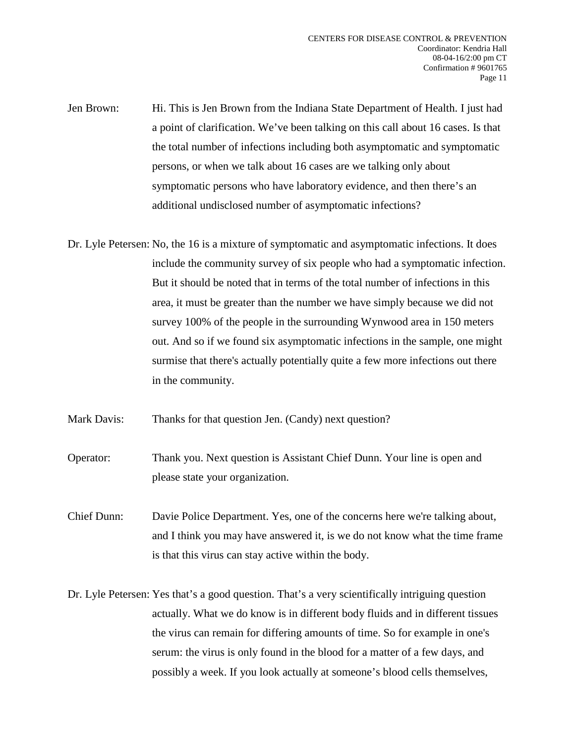Jen Brown: Hi. This is Jen Brown from the Indiana State Department of Health. I just had a point of clarification. We've been talking on this call about 16 cases. Is that the total number of infections including both asymptomatic and symptomatic persons, or when we talk about 16 cases are we talking only about symptomatic persons who have laboratory evidence, and then there's an additional undisclosed number of asymptomatic infections?

Dr. Lyle Petersen: No, the 16 is a mixture of symptomatic and asymptomatic infections. It does include the community survey of six people who had a symptomatic infection. But it should be noted that in terms of the total number of infections in this area, it must be greater than the number we have simply because we did not survey 100% of the people in the surrounding Wynwood area in 150 meters out. And so if we found six asymptomatic infections in the sample, one might surmise that there's actually potentially quite a few more infections out there in the community.

Mark Davis: Thanks for that question Jen. (Candy) next question?

Operator: Thank you. Next question is Assistant Chief Dunn. Your line is open and please state your organization.

Chief Dunn: Davie Police Department. Yes, one of the concerns here we're talking about, and I think you may have answered it, is we do not know what the time frame is that this virus can stay active within the body.

Dr. Lyle Petersen: Yes that's a good question. That's a very scientifically intriguing question actually. What we do know is in different body fluids and in different tissues the virus can remain for differing amounts of time. So for example in one's serum: the virus is only found in the blood for a matter of a few days, and possibly a week. If you look actually at someone's blood cells themselves,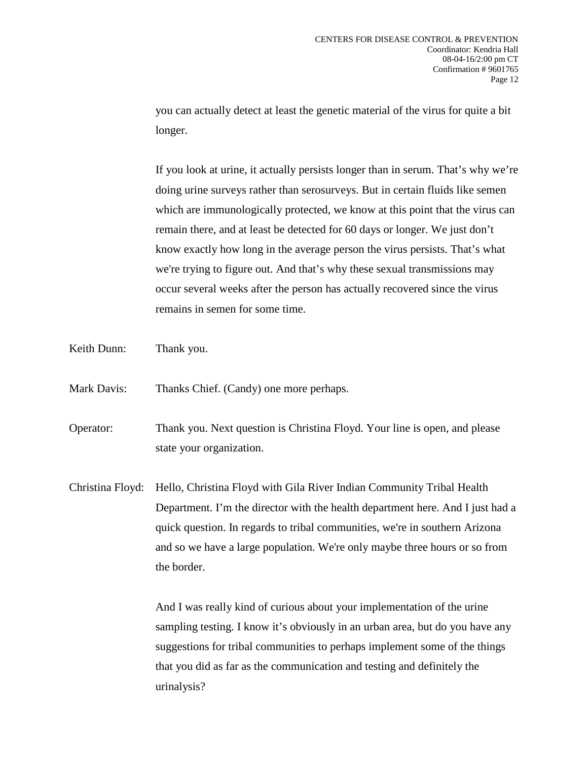you can actually detect at least the genetic material of the virus for quite a bit longer.

If you look at urine, it actually persists longer than in serum. That's why we're doing urine surveys rather than serosurveys. But in certain fluids like semen which are immunologically protected, we know at this point that the virus can remain there, and at least be detected for 60 days or longer. We just don't know exactly how long in the average person the virus persists. That's what we're trying to figure out. And that's why these sexual transmissions may occur several weeks after the person has actually recovered since the virus remains in semen for some time.

Keith Dunn: Thank you.

Mark Davis: Thanks Chief. (Candy) one more perhaps.

Operator: Thank you. Next question is Christina Floyd. Your line is open, and please state your organization.

Christina Floyd: Hello, Christina Floyd with Gila River Indian Community Tribal Health Department. I'm the director with the health department here. And I just had a quick question. In regards to tribal communities, we're in southern Arizona and so we have a large population. We're only maybe three hours or so from the border.

And I was really kind of curious about your implementation of the urine sampling testing. I know it's obviously in an urban area, but do you have any suggestions for tribal communities to perhaps implement some of the things that you did as far as the communication and testing and definitely the urinalysis?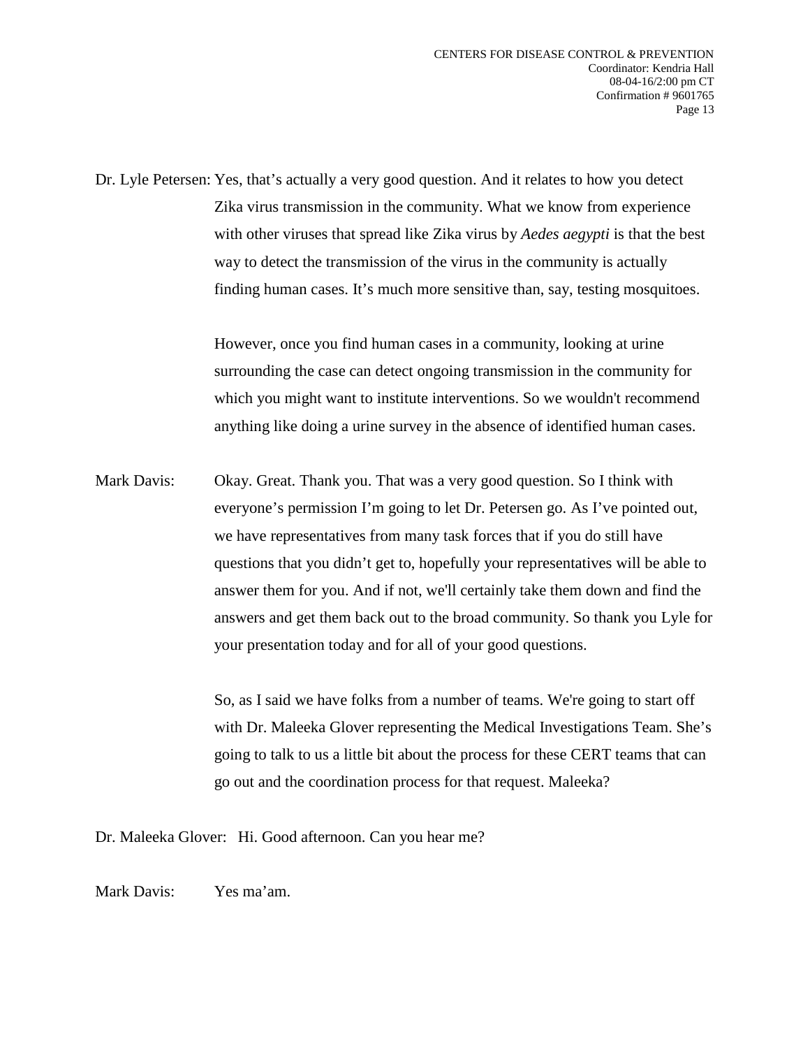Dr. Lyle Petersen: Yes, that's actually a very good question. And it relates to how you detect Zika virus transmission in the community. What we know from experience with other viruses that spread like Zika virus by *Aedes aegypti* is that the best way to detect the transmission of the virus in the community is actually finding human cases. It's much more sensitive than, say, testing mosquitoes.

However, once you find human cases in a community, looking at urine surrounding the case can detect ongoing transmission in the community for which you might want to institute interventions. So we wouldn't recommend anything like doing a urine survey in the absence of identified human cases.

Mark Davis: Okay. Great. Thank you. That was a very good question. So I think with everyone's permission I'm going to let Dr. Petersen go. As I've pointed out, we have representatives from many task forces that if you do still have questions that you didn't get to, hopefully your representatives will be able to answer them for you. And if not, we'll certainly take them down and find the answers and get them back out to the broad community. So thank you Lyle for your presentation today and for all of your good questions.

So, as I said we have folks from a number of teams. We're going to start off with Dr. Maleeka Glover representing the Medical Investigations Team. She's going to talk to us a little bit about the process for these CERT teams that can go out and the coordination process for that request. Maleeka?

Dr. Maleeka Glover: Hi. Good afternoon. Can you hear me?

Mark Davis: Yes ma'am.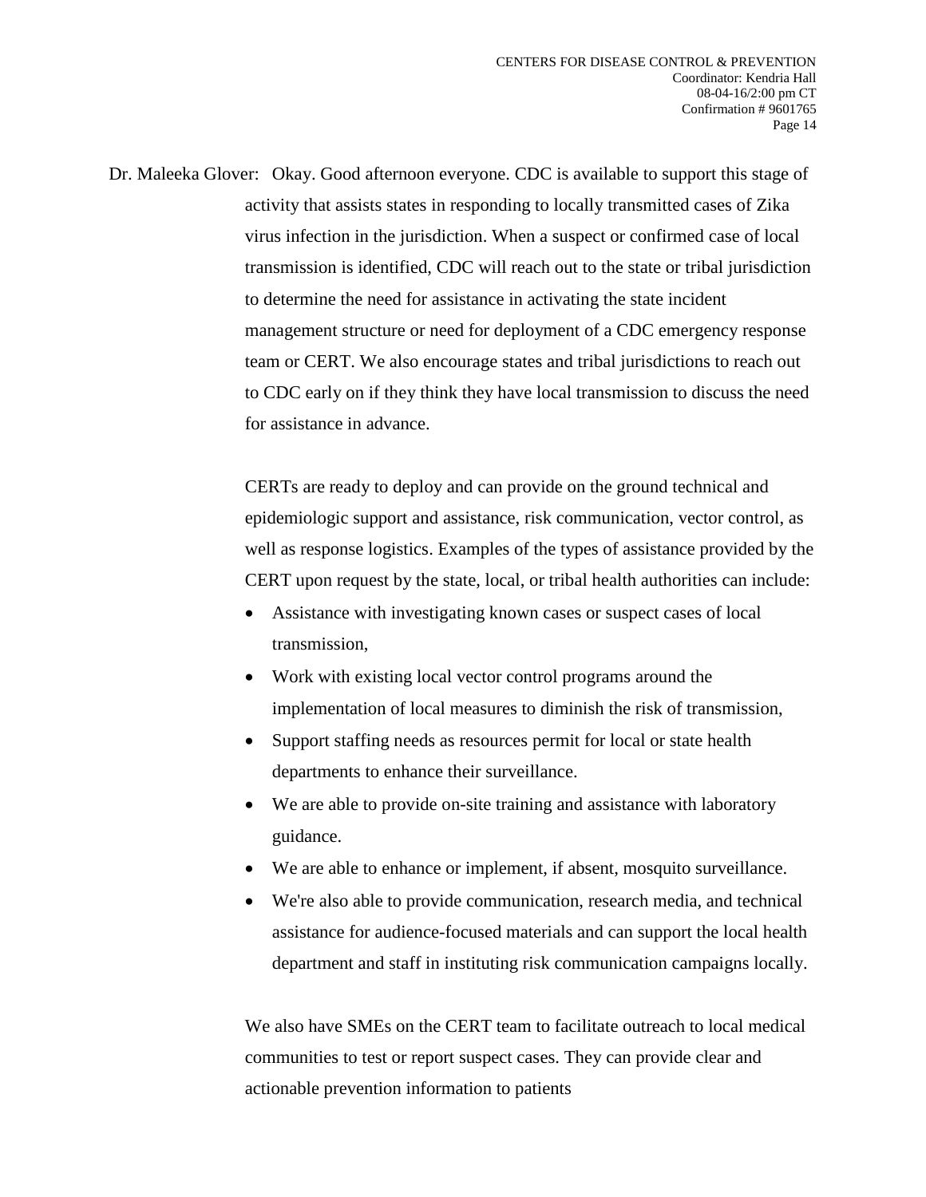Dr. Maleeka Glover: Okay. Good afternoon everyone. CDC is available to support this stage of activity that assists states in responding to locally transmitted cases of Zika virus infection in the jurisdiction. When a suspect or confirmed case of local transmission is identified, CDC will reach out to the state or tribal jurisdiction to determine the need for assistance in activating the state incident management structure or need for deployment of a CDC emergency response team or CERT. We also encourage states and tribal jurisdictions to reach out to CDC early on if they think they have local transmission to discuss the need for assistance in advance.

CERTs are ready to deploy and can provide on the ground technical and epidemiologic support and assistance, risk communication, vector control, as well as response logistics. Examples of the types of assistance provided by the CERT upon request by the state, local, or tribal health authorities can include:

- Assistance with investigating known cases or suspect cases of local transmission,
- Work with existing local vector control programs around the implementation of local measures to diminish the risk of transmission,
- Support staffing needs as resources permit for local or state health departments to enhance their surveillance.
- We are able to provide on-site training and assistance with laboratory guidance.
- We are able to enhance or implement, if absent, mosquito surveillance.
- We're also able to provide communication, research media, and technical assistance for audience-focused materials and can support the local health department and staff in instituting risk communication campaigns locally.

We also have SMEs on the CERT team to facilitate outreach to local medical communities to test or report suspect cases. They can provide clear and actionable prevention information to patients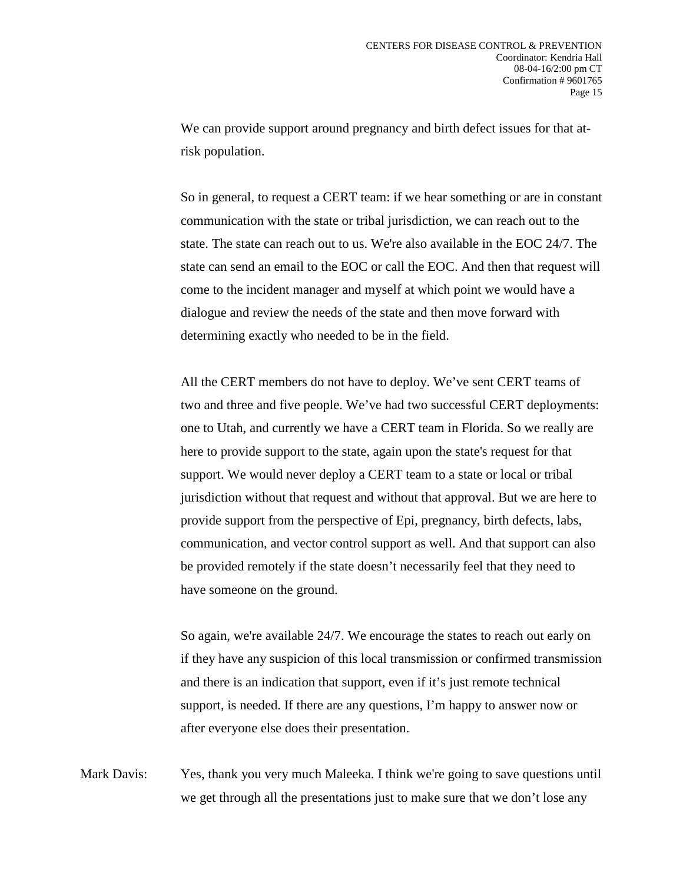We can provide support around pregnancy and birth defect issues for that at-risk population.

So in general, to request a CERT team: if we hear something or are in constant communication with the state or tribal jurisdiction, we can reach out to the state. The state can reach out to us. We're also available in the EOC 24/7. The state can send an email to the EOC or call the EOC. And then that request will come to the incident manager and myself at which point we would have a dialogue and review the needs of the state and then move forward with determining exactly who needed to be in the field.

All the CERT members do not have to deploy. We've sent CERT teams of two and three and five people. We've had two successful CERT deployments: one to Utah, and currently we have a CERT team in Florida. So we really are here to provide support to the state, again upon the state's request for that support. We would never deploy a CERT team to a state or local or tribal jurisdiction without that request and without that approval. But we are here to provide support from the perspective of Epi, pregnancy, birth defects, labs, communication, and vector control support as well. And that support can also be provided remotely if the state doesn't necessarily feel that they need to have someone on the ground.

So again, we're available 24/7. We encourage the states to reach out early on if they have any suspicion of this local transmission or confirmed transmission and there is an indication that support, even if it's just remote technical support, is needed. If there are any questions, I'm happy to answer now or after everyone else does their presentation.

Mark Davis: Yes, thank you very much Maleeka. I think we're going to save questions until we get through all the presentations just to make sure that we don't lose any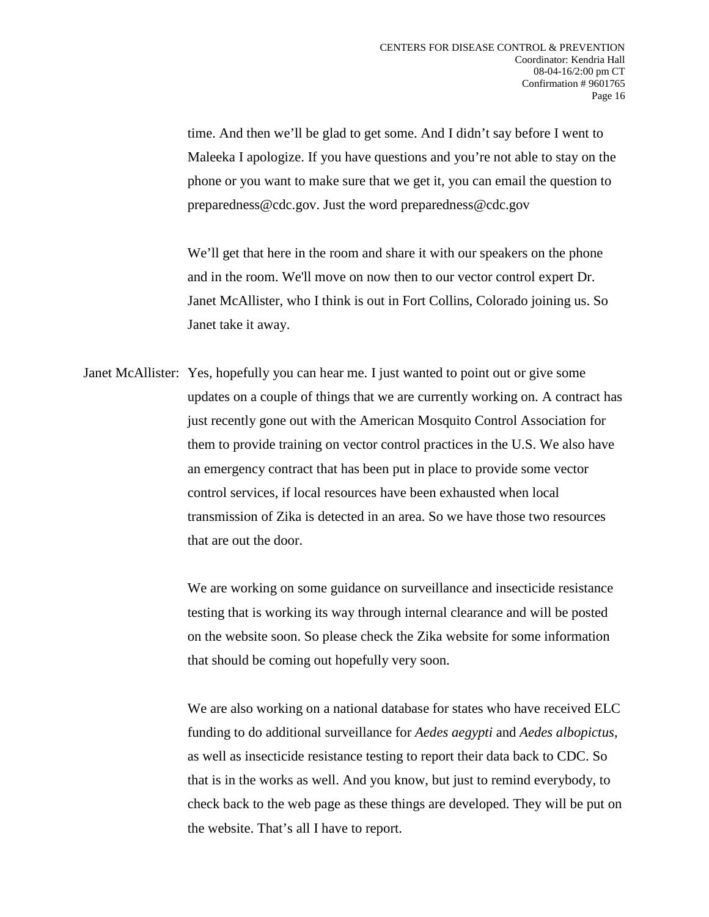time. And then we'll be glad to get some. And I didn't say before I went to Maleeka I apologize. If you have questions and you're not able to stay on the phone or you want to make sure that we get it, you can email the question to preparedness@cdc.gov. Just the word preparedness@cdc.gov

We'll get that here in the room and share it with our speakers on the phone and in the room. We'll move on now then to our vector control expert Dr. Janet McAllister, who I think is out in Fort Collins, Colorado joining us. So Janet take it away.

Janet McAllister: Yes, hopefully you can hear me. I just wanted to point out or give some updates on a couple of things that we are currently working on. A contract has just recently gone out with the American Mosquito Control Association for them to provide training on vector control practices in the U.S. We also have an emergency contract that has been put in place to provide some vector control services, if local resources have been exhausted when local transmission of Zika is detected in an area. So we have those two resources that are out the door.

We are working on some guidance on surveillance and insecticide resistance testing that is working its way through internal clearance and will be posted on the website soon. So please check the Zika website for some information that should be coming out hopefully very soon.

We are also working on a national database for states who have received ELC funding to do additional surveillance for *Aedes aegypti* and *Aedes albopictus*, as well as insecticide resistance testing to report their data back to CDC. So that is in the works as well. And you know, but just to remind everybody, to check back to the web page as these things are developed. They will be put on the website. That's all I have to report.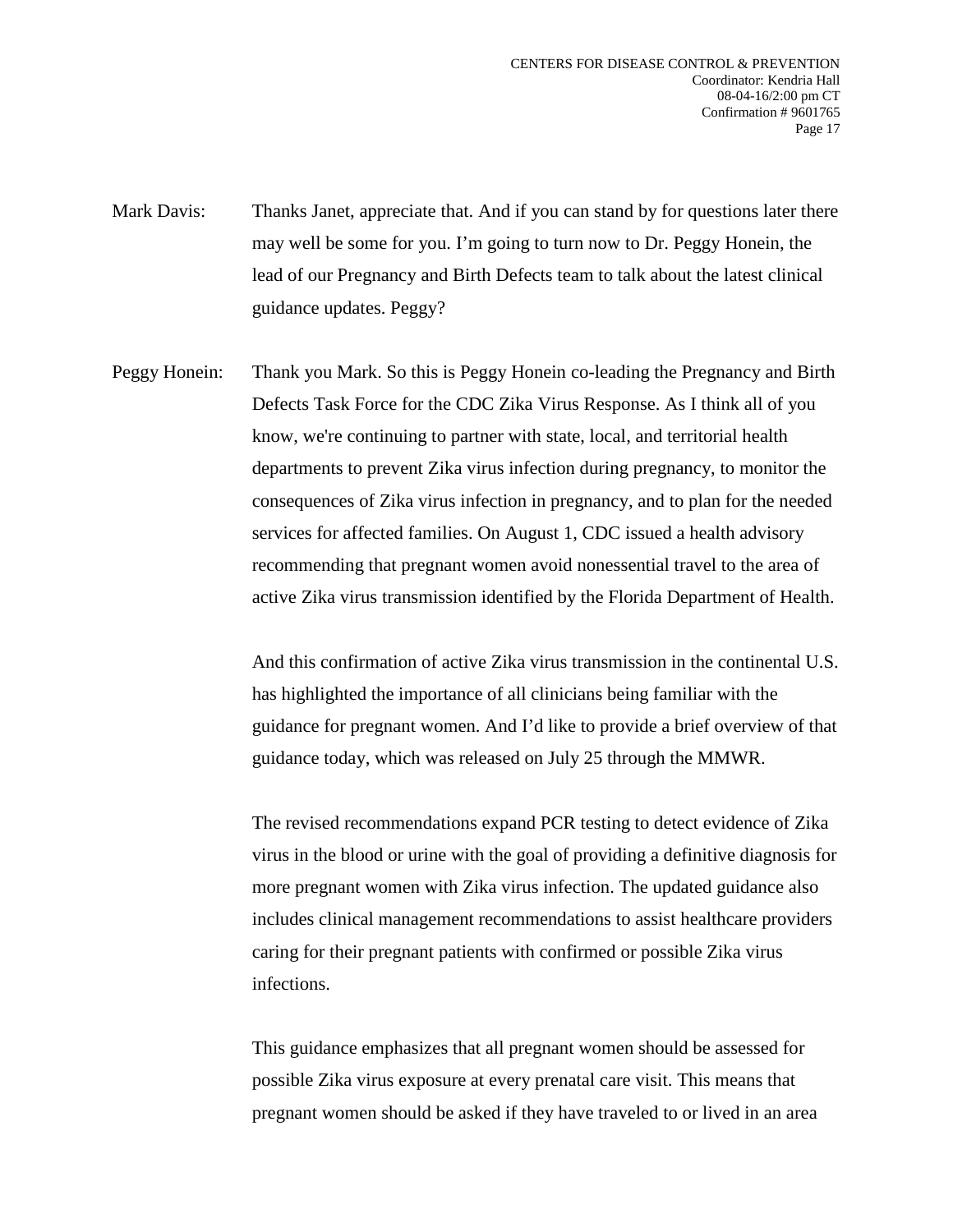Mark Davis: Thanks Janet, appreciate that. And if you can stand by for questions later there may well be some for you. I'm going to turn now to Dr. Peggy Honein, the lead of our Pregnancy and Birth Defects team to talk about the latest clinical guidance updates. Peggy?

Peggy Honein: Thank you Mark. So this is Peggy Honein co-leading the Pregnancy and Birth Defects Task Force for the CDC Zika Virus Response. As I think all of you know, we're continuing to partner with state, local, and territorial health departments to prevent Zika virus infection during pregnancy, to monitor the consequences of Zika virus infection in pregnancy, and to plan for the needed services for affected families. On August 1, CDC issued a health advisory recommending that pregnant women avoid nonessential travel to the area of active Zika virus transmission identified by the Florida Department of Health.

And this confirmation of active Zika virus transmission in the continental U.S. has highlighted the importance of all clinicians being familiar with the guidance for pregnant women. And I'd like to provide a brief overview of that guidance today, which was released on July 25 through the MMWR.

The revised recommendations expand PCR testing to detect evidence of Zika virus in the blood or urine with the goal of providing a definitive diagnosis for more pregnant women with Zika virus infection. The updated guidance also includes clinical management recommendations to assist healthcare providers caring for their pregnant patients with confirmed or possible Zika virus infections.

This guidance emphasizes that all pregnant women should be assessed for possible Zika virus exposure at every prenatal care visit. This means that pregnant women should be asked if they have traveled to or lived in an area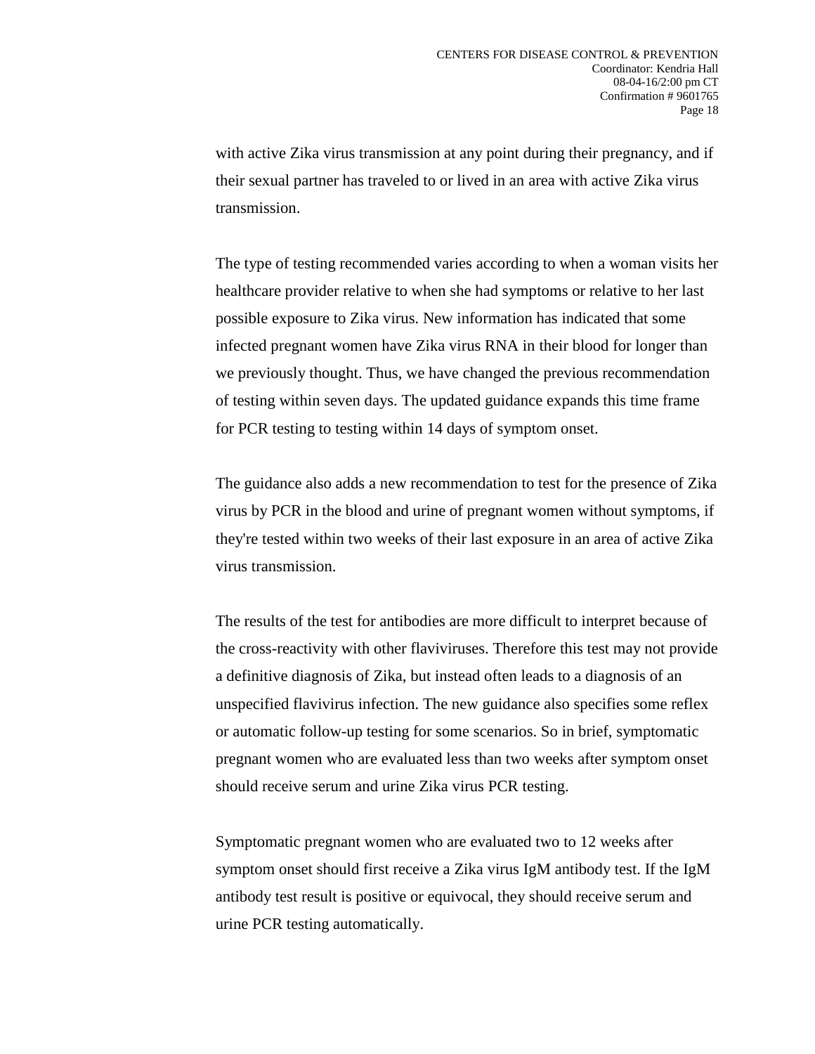with active Zika virus transmission at any point during their pregnancy, and if their sexual partner has traveled to or lived in an area with active Zika virus transmission.

The type of testing recommended varies according to when a woman visits her healthcare provider relative to when she had symptoms or relative to her last possible exposure to Zika virus. New information has indicated that some infected pregnant women have Zika virus RNA in their blood for longer than we previously thought. Thus, we have changed the previous recommendation of testing within seven days. The updated guidance expands this time frame for PCR testing to testing within 14 days of symptom onset.

The guidance also adds a new recommendation to test for the presence of Zika virus by PCR in the blood and urine of pregnant women without symptoms, if they're tested within two weeks of their last exposure in an area of active Zika virus transmission.

The results of the test for antibodies are more difficult to interpret because of the cross-reactivity with other flaviviruses. Therefore this test may not provide a definitive diagnosis of Zika, but instead often leads to a diagnosis of an unspecified flavivirus infection. The new guidance also specifies some reflex or automatic follow-up testing for some scenarios. So in brief, symptomatic pregnant women who are evaluated less than two weeks after symptom onset should receive serum and urine Zika virus PCR testing.

Symptomatic pregnant women who are evaluated two to 12 weeks after symptom onset should first receive a Zika virus IgM antibody test. If the IgM antibody test result is positive or equivocal, they should receive serum and urine PCR testing automatically.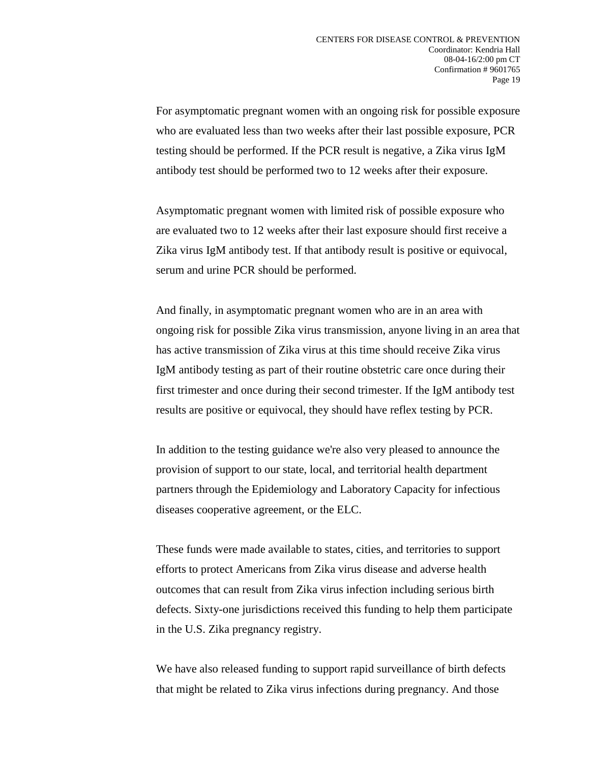For asymptomatic pregnant women with an ongoing risk for possible exposure who are evaluated less than two weeks after their last possible exposure, PCR testing should be performed. If the PCR result is negative, a Zika virus IgM antibody test should be performed two to 12 weeks after their exposure.

Asymptomatic pregnant women with limited risk of possible exposure who are evaluated two to 12 weeks after their last exposure should first receive a Zika virus IgM antibody test. If that antibody result is positive or equivocal, serum and urine PCR should be performed.

And finally, in asymptomatic pregnant women who are in an area with ongoing risk for possible Zika virus transmission, anyone living in an area that has active transmission of Zika virus at this time should receive Zika virus IgM antibody testing as part of their routine obstetric care once during their first trimester and once during their second trimester. If the IgM antibody test results are positive or equivocal, they should have reflex testing by PCR.

In addition to the testing guidance we're also very pleased to announce the provision of support to our state, local, and territorial health department partners through the Epidemiology and Laboratory Capacity for infectious diseases cooperative agreement, or the ELC.

These funds were made available to states, cities, and territories to support efforts to protect Americans from Zika virus disease and adverse health outcomes that can result from Zika virus infection including serious birth defects. Sixty-one jurisdictions received this funding to help them participate in the U.S. Zika pregnancy registry.

We have also released funding to support rapid surveillance of birth defects that might be related to Zika virus infections during pregnancy. And those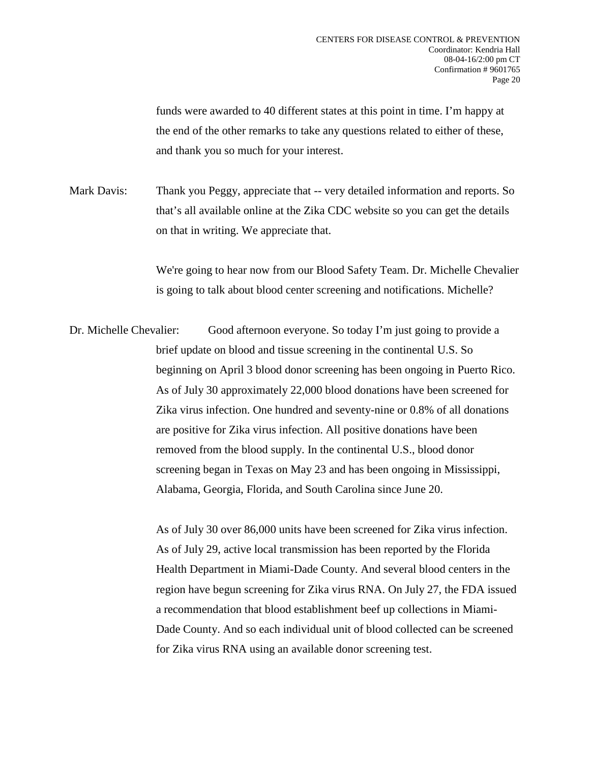funds were awarded to 40 different states at this point in time. I'm happy at the end of the other remarks to take any questions related to either of these, and thank you so much for your interest.

Mark Davis: Thank you Peggy, appreciate that -- very detailed information and reports. So that's all available online at the Zika CDC website so you can get the details on that in writing. We appreciate that.

We're going to hear now from our Blood Safety Team. Dr. Michelle Chevalier is going to talk about blood center screening and notifications. Michelle?

Dr. Michelle Chevalier: Good afternoon everyone. So today I'm just going to provide a brief update on blood and tissue screening in the continental U.S. So beginning on April 3 blood donor screening has been ongoing in Puerto Rico. As of July 30 approximately 22,000 blood donations have been screened for Zika virus infection. One hundred and seventy-nine or 0.8% of all donations are positive for Zika virus infection. All positive donations have been removed from the blood supply. In the continental U.S., blood donor screening began in Texas on May 23 and has been ongoing in Mississippi, Alabama, Georgia, Florida, and South Carolina since June 20.

As of July 30 over 86,000 units have been screened for Zika virus infection. As of July 29, active local transmission has been reported by the Florida Health Department in Miami-Dade County. And several blood centers in the region have begun screening for Zika virus RNA. On July 27, the FDA issued a recommendation that blood establishment beef up collections in Miami-Dade County. And so each individual unit of blood collected can be screened for Zika virus RNA using an available donor screening test.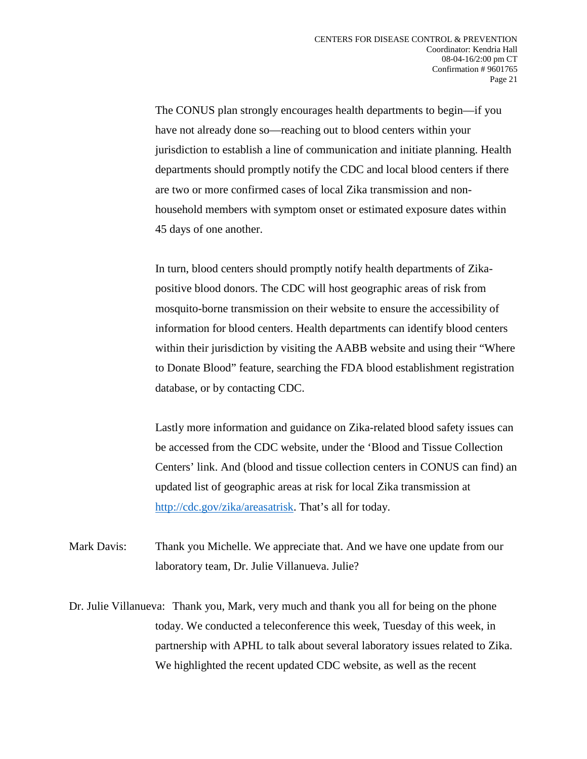The CONUS plan strongly encourages health departments to begin—if you have not already done so—reaching out to blood centers within your jurisdiction to establish a line of communication and initiate planning. Health departments should promptly notify the CDC and local blood centers if there are two or more confirmed cases of local Zika transmission and non-household members with symptom onset or estimated exposure dates within 45 days of one another.

In turn, blood centers should promptly notify health departments of Zika-positive blood donors. The CDC will host geographic areas of risk from mosquito-borne transmission on their website to ensure the accessibility of information for blood centers. Health departments can identify blood centers within their jurisdiction by visiting the AABB website and using their "Where to Donate Blood" feature, searching the FDA blood establishment registration database, or by contacting CDC.

Lastly more information and guidance on Zika-related blood safety issues can be accessed from the CDC website, under the 'Blood and Tissue Collection Centers' link. And (blood and tissue collection centers in CONUS can find) an updated list of geographic areas at risk for local Zika transmission at http://cdc.gov/zika/areasatrisk. That's all for today.

Mark Davis: Thank you Michelle. We appreciate that. And we have one update from our laboratory team, Dr. Julie Villanueva. Julie?

Dr. Julie Villanueva: Thank you, Mark, very much and thank you all for being on the phone today. We conducted a teleconference this week, Tuesday of this week, in partnership with APHL to talk about several laboratory issues related to Zika. We highlighted the recent updated CDC website, as well as the recent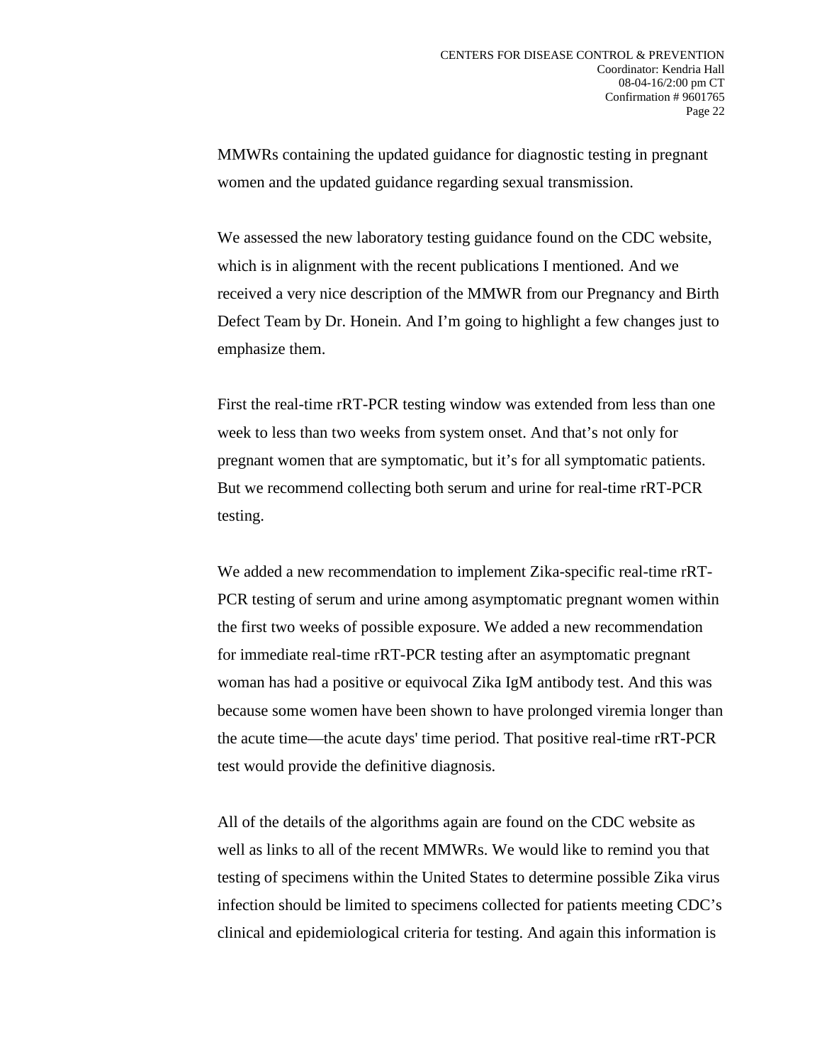MMWRs containing the updated guidance for diagnostic testing in pregnant women and the updated guidance regarding sexual transmission.

We assessed the new laboratory testing guidance found on the CDC website, which is in alignment with the recent publications I mentioned. And we received a very nice description of the MMWR from our Pregnancy and Birth Defect Team by Dr. Honein. And I'm going to highlight a few changes just to emphasize them.

First the real-time rRT-PCR testing window was extended from less than one week to less than two weeks from system onset. And that's not only for pregnant women that are symptomatic, but it's for all symptomatic patients. But we recommend collecting both serum and urine for real-time rRT-PCR testing.

We added a new recommendation to implement Zika-specific real-time rRT-PCR testing of serum and urine among asymptomatic pregnant women within the first two weeks of possible exposure. We added a new recommendation for immediate real-time rRT-PCR testing after an asymptomatic pregnant woman has had a positive or equivocal Zika IgM antibody test. And this was because some women have been shown to have prolonged viremia longer than the acute time—the acute days' time period. That positive real-time rRT-PCR test would provide the definitive diagnosis.

All of the details of the algorithms again are found on the CDC website as well as links to all of the recent MMWRs. We would like to remind you that testing of specimens within the United States to determine possible Zika virus infection should be limited to specimens collected for patients meeting CDC's clinical and epidemiological criteria for testing. And again this information is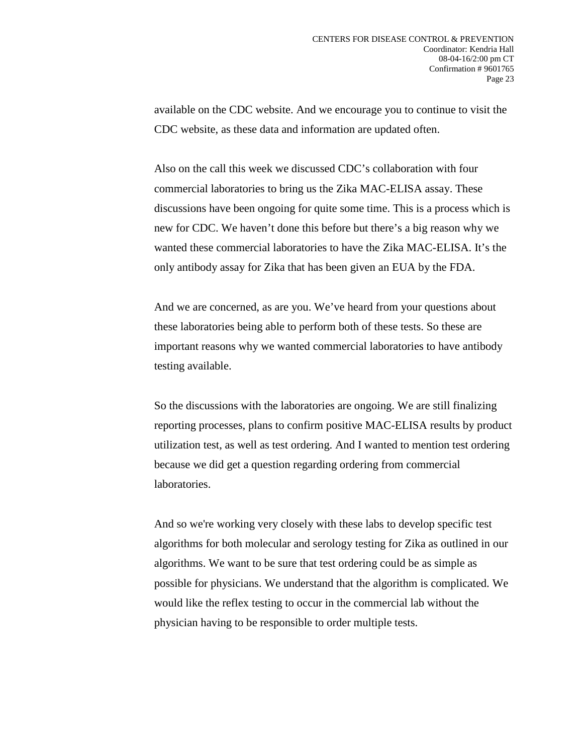available on the CDC website. And we encourage you to continue to visit the CDC website, as these data and information are updated often.

Also on the call this week we discussed CDC's collaboration with four commercial laboratories to bring us the Zika MAC-ELISA assay. These discussions have been ongoing for quite some time. This is a process which is new for CDC. We haven't done this before but there's a big reason why we wanted these commercial laboratories to have the Zika MAC-ELISA. It's the only antibody assay for Zika that has been given an EUA by the FDA.

And we are concerned, as are you. We've heard from your questions about these laboratories being able to perform both of these tests. So these are important reasons why we wanted commercial laboratories to have antibody testing available.

So the discussions with the laboratories are ongoing. We are still finalizing reporting processes, plans to confirm positive MAC-ELISA results by product utilization test, as well as test ordering. And I wanted to mention test ordering because we did get a question regarding ordering from commercial laboratories.

And so we're working very closely with these labs to develop specific test algorithms for both molecular and serology testing for Zika as outlined in our algorithms. We want to be sure that test ordering could be as simple as possible for physicians. We understand that the algorithm is complicated. We would like the reflex testing to occur in the commercial lab without the physician having to be responsible to order multiple tests.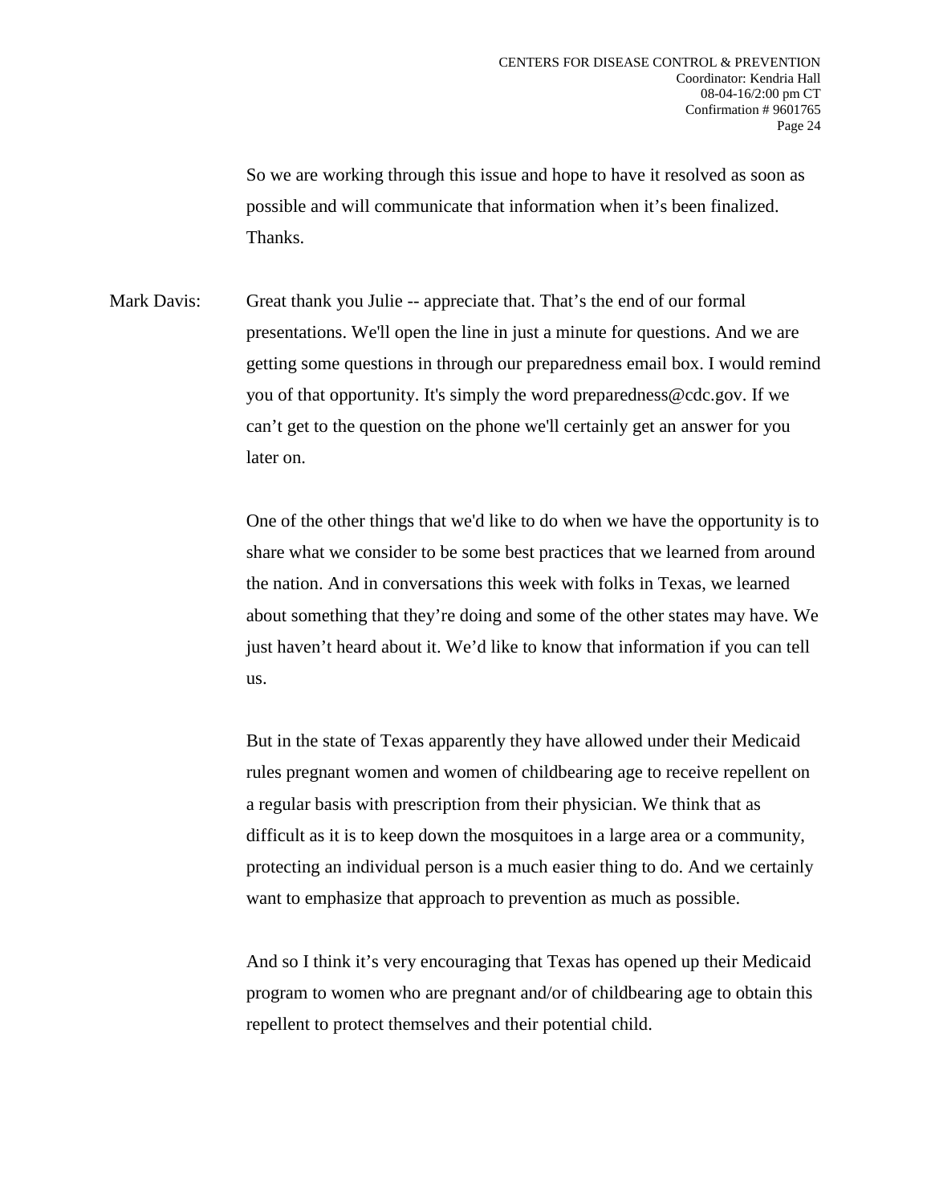So we are working through this issue and hope to have it resolved as soon as possible and will communicate that information when it's been finalized. Thanks.

Mark Davis: Great thank you Julie -- appreciate that. That's the end of our formal presentations. We'll open the line in just a minute for questions. And we are getting some questions in through our preparedness email box. I would remind you of that opportunity. It's simply the word preparedness@cdc.gov. If we can't get to the question on the phone we'll certainly get an answer for you later on.

One of the other things that we'd like to do when we have the opportunity is to share what we consider to be some best practices that we learned from around the nation. And in conversations this week with folks in Texas, we learned about something that they're doing and some of the other states may have. We just haven't heard about it. We'd like to know that information if you can tell us.

But in the state of Texas apparently they have allowed under their Medicaid rules pregnant women and women of childbearing age to receive repellent on a regular basis with prescription from their physician. We think that as difficult as it is to keep down the mosquitoes in a large area or a community, protecting an individual person is a much easier thing to do. And we certainly want to emphasize that approach to prevention as much as possible.

And so I think it's very encouraging that Texas has opened up their Medicaid program to women who are pregnant and/or of childbearing age to obtain this repellent to protect themselves and their potential child.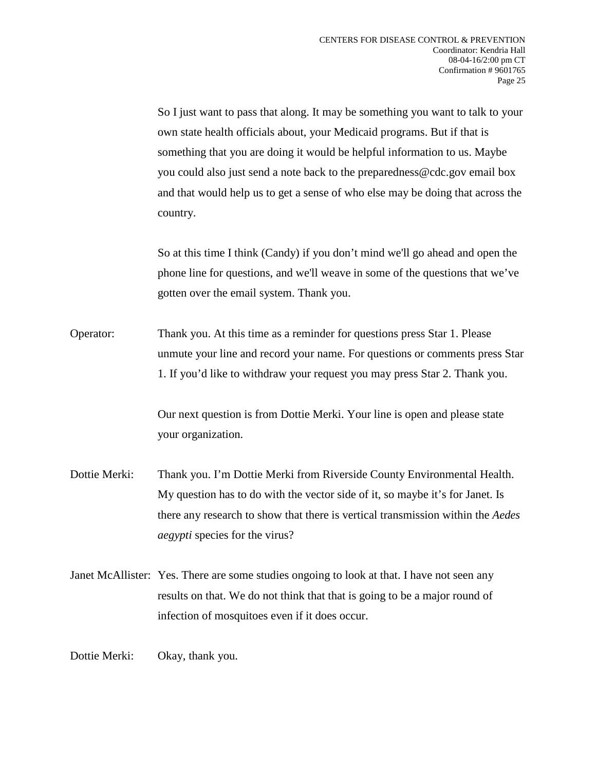So I just want to pass that along. It may be something you want to talk to your own state health officials about, your Medicaid programs. But if that is something that you are doing it would be helpful information to us. Maybe you could also just send a note back to the preparedness@cdc.gov email box and that would help us to get a sense of who else may be doing that across the country.

So at this time I think (Candy) if you don't mind we'll go ahead and open the phone line for questions, and we'll weave in some of the questions that we've gotten over the email system. Thank you.

Operator: Thank you. At this time as a reminder for questions press Star 1. Please unmute your line and record your name. For questions or comments press Star 1. If you'd like to withdraw your request you may press Star 2. Thank you.

Our next question is from Dottie Merki. Your line is open and please state your organization.

Dottie Merki: Thank you. I'm Dottie Merki from Riverside County Environmental Health. My question has to do with the vector side of it, so maybe it's for Janet. Is there any research to show that there is vertical transmission within the *Aedes aegypti* species for the virus?

Janet McAllister: Yes. There are some studies ongoing to look at that. I have not seen any results on that. We do not think that that is going to be a major round of infection of mosquitoes even if it does occur.

Dottie Merki: Okay, thank you.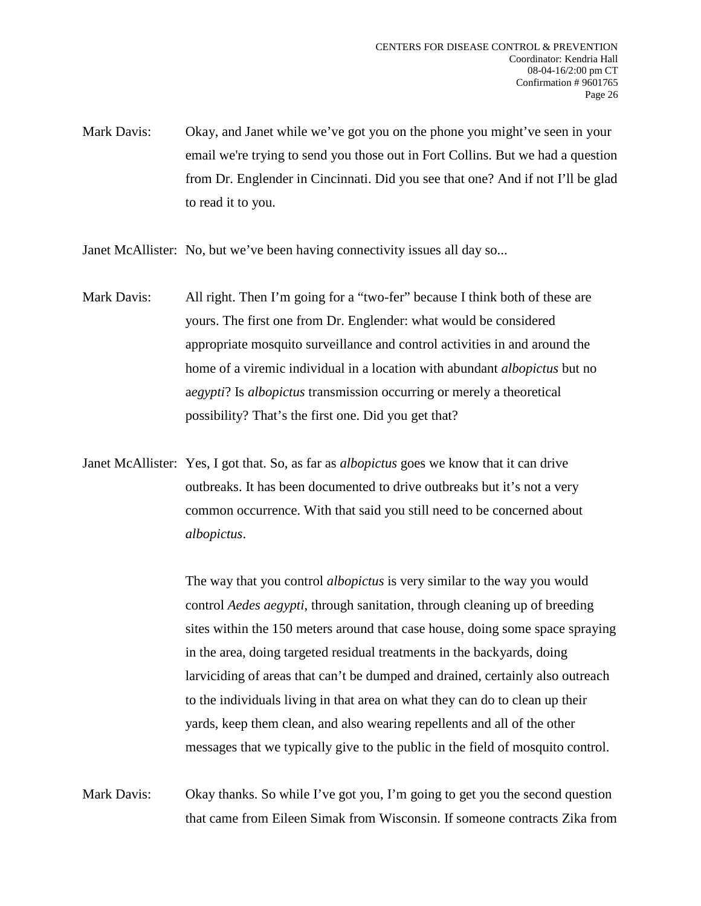Mark Davis: Okay, and Janet while we've got you on the phone you might've seen in your email we're trying to send you those out in Fort Collins. But we had a question from Dr. Englender in Cincinnati. Did you see that one? And if not I'll be glad to read it to you.

Janet McAllister: No, but we've been having connectivity issues all day so...

Mark Davis: All right. Then I'm going for a "two-fer" because I think both of these are yours. The first one from Dr. Englender: what would be considered appropriate mosquito surveillance and control activities in and around the home of a viremic individual in a location with abundant *albopictus* but no a*egypti*? Is *albopictus* transmission occurring or merely a theoretical possibility? That's the first one. Did you get that?

Janet McAllister: Yes, I got that. So, as far as *albopictus* goes we know that it can drive outbreaks. It has been documented to drive outbreaks but it's not a very common occurrence. With that said you still need to be concerned about *albopictus*.

The way that you control *albopictus* is very similar to the way you would control *Aedes aegypti*, through sanitation, through cleaning up of breeding sites within the 150 meters around that case house, doing some space spraying in the area, doing targeted residual treatments in the backyards, doing larviciding of areas that can't be dumped and drained, certainly also outreach to the individuals living in that area on what they can do to clean up their yards, keep them clean, and also wearing repellents and all of the other messages that we typically give to the public in the field of mosquito control.

Mark Davis: Okay thanks. So while I've got you, I'm going to get you the second question that came from Eileen Simak from Wisconsin. If someone contracts Zika from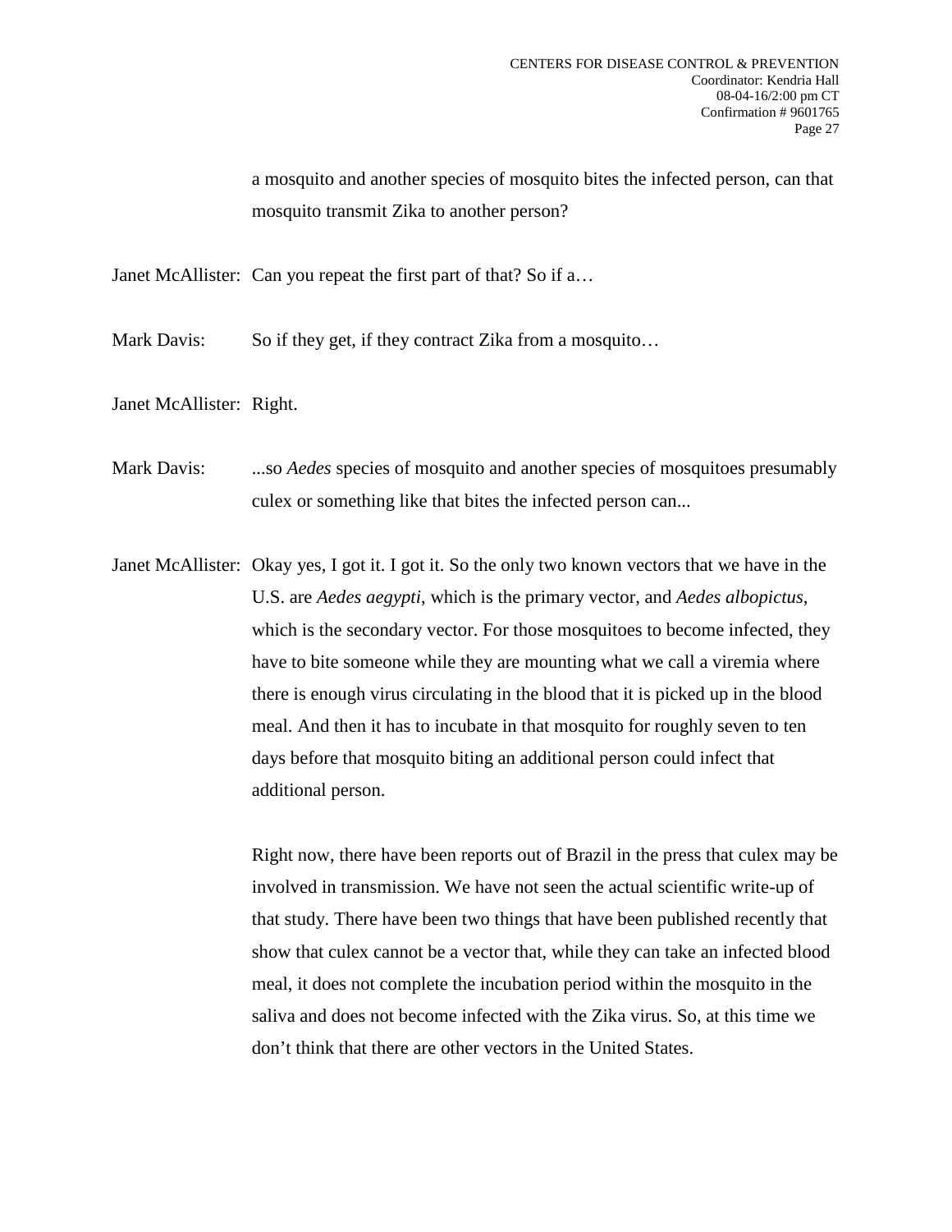a mosquito and another species of mosquito bites the infected person, can that mosquito transmit Zika to another person?

Janet McAllister: Can you repeat the first part of that? So if a…

Mark Davis: So if they get, if they contract Zika from a mosquito…

Janet McAllister: Right.

Mark Davis: ...so *Aedes* species of mosquito and another species of mosquitoes presumably culex or something like that bites the infected person can...

Janet McAllister: Okay yes, I got it. I got it. So the only two known vectors that we have in the U.S. are *Aedes aegypti*, which is the primary vector, and *Aedes albopictus*, which is the secondary vector. For those mosquitoes to become infected, they have to bite someone while they are mounting what we call a viremia where there is enough virus circulating in the blood that it is picked up in the blood meal. And then it has to incubate in that mosquito for roughly seven to ten days before that mosquito biting an additional person could infect that additional person.

Right now, there have been reports out of Brazil in the press that culex may be involved in transmission. We have not seen the actual scientific write-up of that study. There have been two things that have been published recently that show that culex cannot be a vector that, while they can take an infected blood meal, it does not complete the incubation period within the mosquito in the saliva and does not become infected with the Zika virus. So, at this time we don't think that there are other vectors in the United States.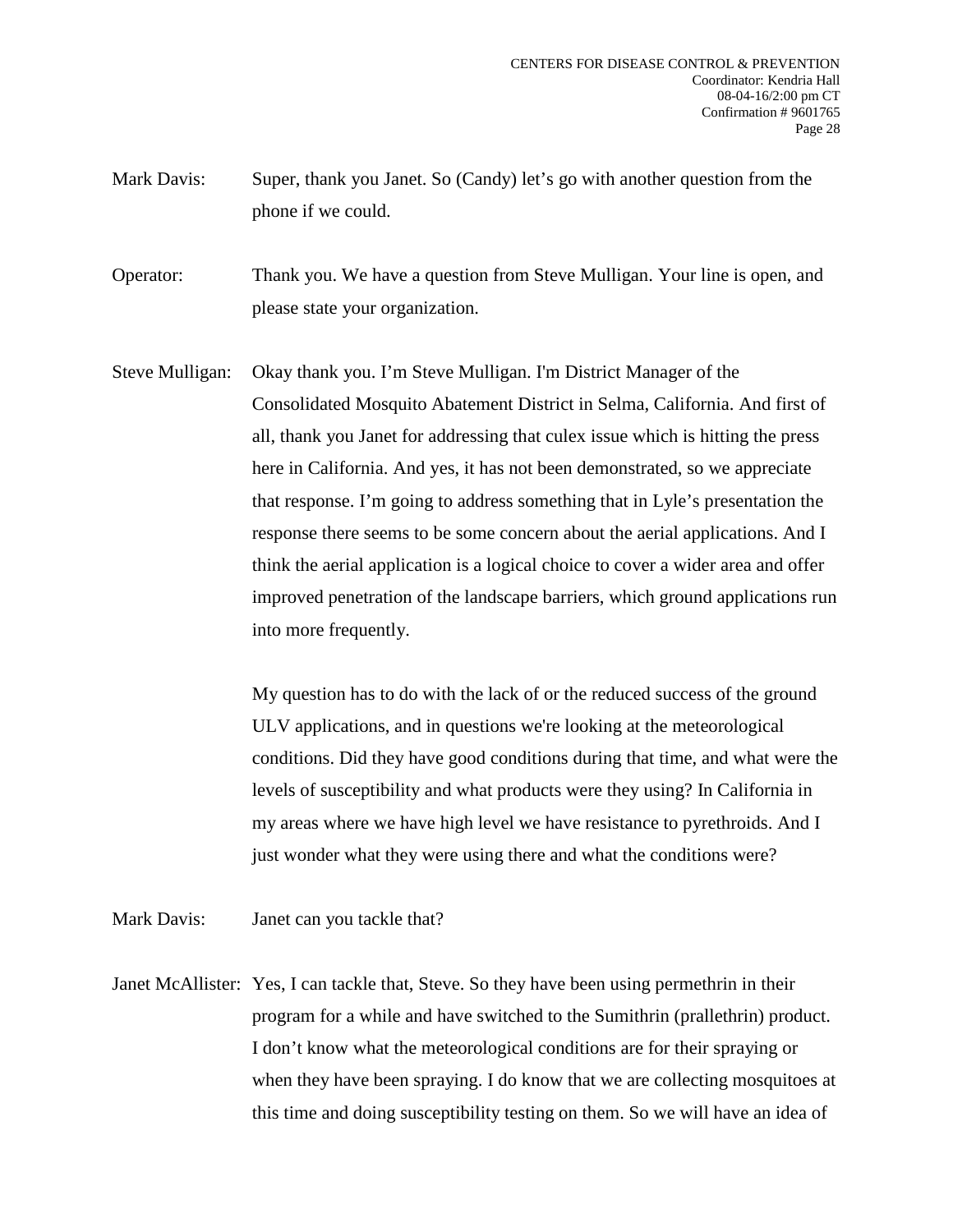Mark Davis: Super, thank you Janet. So (Candy) let's go with another question from the phone if we could.

Operator: Thank you. We have a question from Steve Mulligan. Your line is open, and please state your organization.

Steve Mulligan: Okay thank you. I'm Steve Mulligan. I'm District Manager of the Consolidated Mosquito Abatement District in Selma, California. And first of all, thank you Janet for addressing that culex issue which is hitting the press here in California. And yes, it has not been demonstrated, so we appreciate that response. I'm going to address something that in Lyle's presentation the response there seems to be some concern about the aerial applications. And I think the aerial application is a logical choice to cover a wider area and offer improved penetration of the landscape barriers, which ground applications run into more frequently.

My question has to do with the lack of or the reduced success of the ground ULV applications, and in questions we're looking at the meteorological conditions. Did they have good conditions during that time, and what were the levels of susceptibility and what products were they using? In California in my areas where we have high level we have resistance to pyrethroids. And I just wonder what they were using there and what the conditions were?

Mark Davis: Janet can you tackle that?

Janet McAllister: Yes, I can tackle that, Steve. So they have been using permethrin in their program for a while and have switched to the Sumithrin (prallethrin) product. I don't know what the meteorological conditions are for their spraying or when they have been spraying. I do know that we are collecting mosquitoes at this time and doing susceptibility testing on them. So we will have an idea of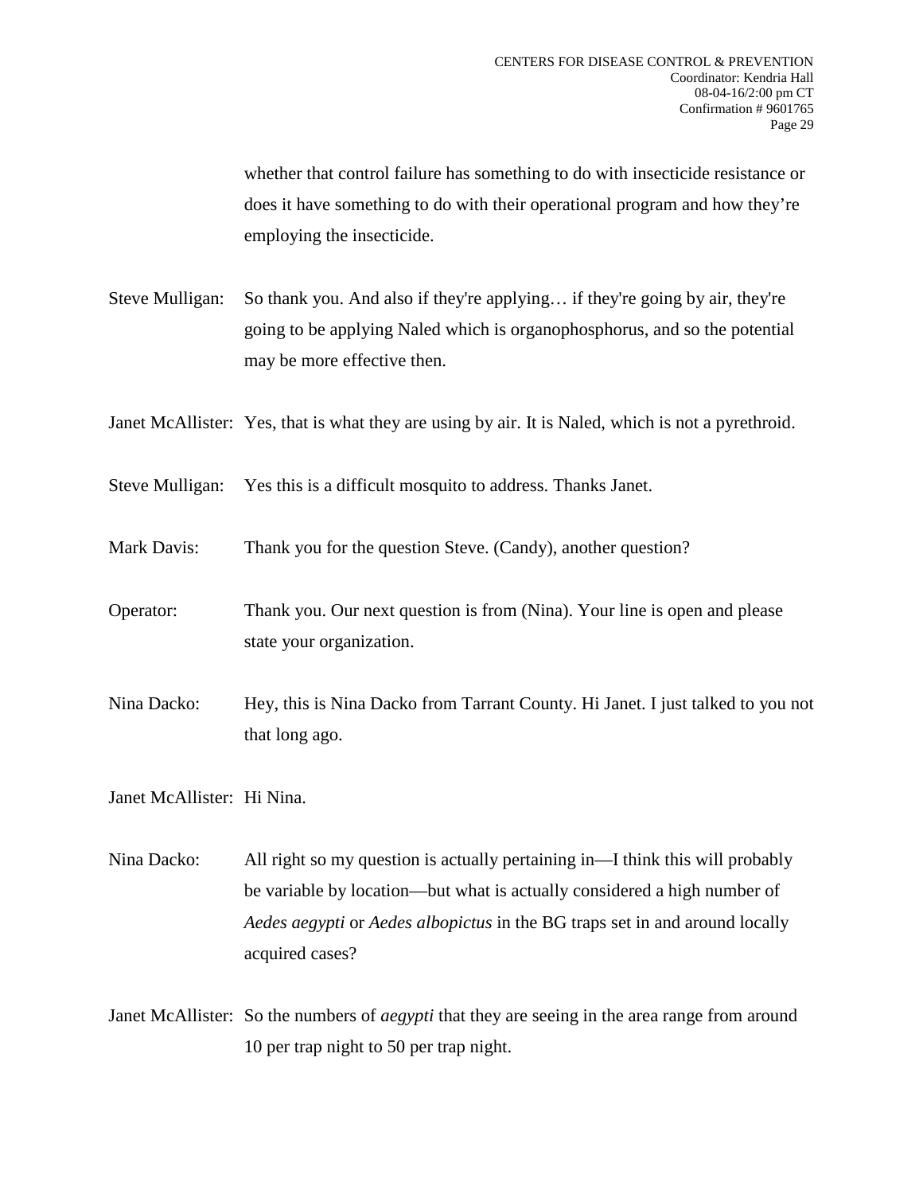whether that control failure has something to do with insecticide resistance or does it have something to do with their operational program and how they're employing the insecticide.

Steve Mulligan: So thank you. And also if they're applying… if they're going by air, they're going to be applying Naled which is organophosphorus, and so the potential may be more effective then.

Janet McAllister: Yes, that is what they are using by air. It is Naled, which is not a pyrethroid.

Steve Mulligan: Yes this is a difficult mosquito to address. Thanks Janet.

Mark Davis: Thank you for the question Steve. (Candy), another question?

Operator: Thank you. Our next question is from (Nina). Your line is open and please state your organization.

Nina Dacko: Hey, this is Nina Dacko from Tarrant County. Hi Janet. I just talked to you not that long ago.

Janet McAllister: Hi Nina.

Nina Dacko: All right so my question is actually pertaining in—I think this will probably be variable by location—but what is actually considered a high number of *Aedes aegypti* or *Aedes albopictus* in the BG traps set in and around locally acquired cases?

Janet McAllister: So the numbers of *aegypti* that they are seeing in the area range from around 10 per trap night to 50 per trap night.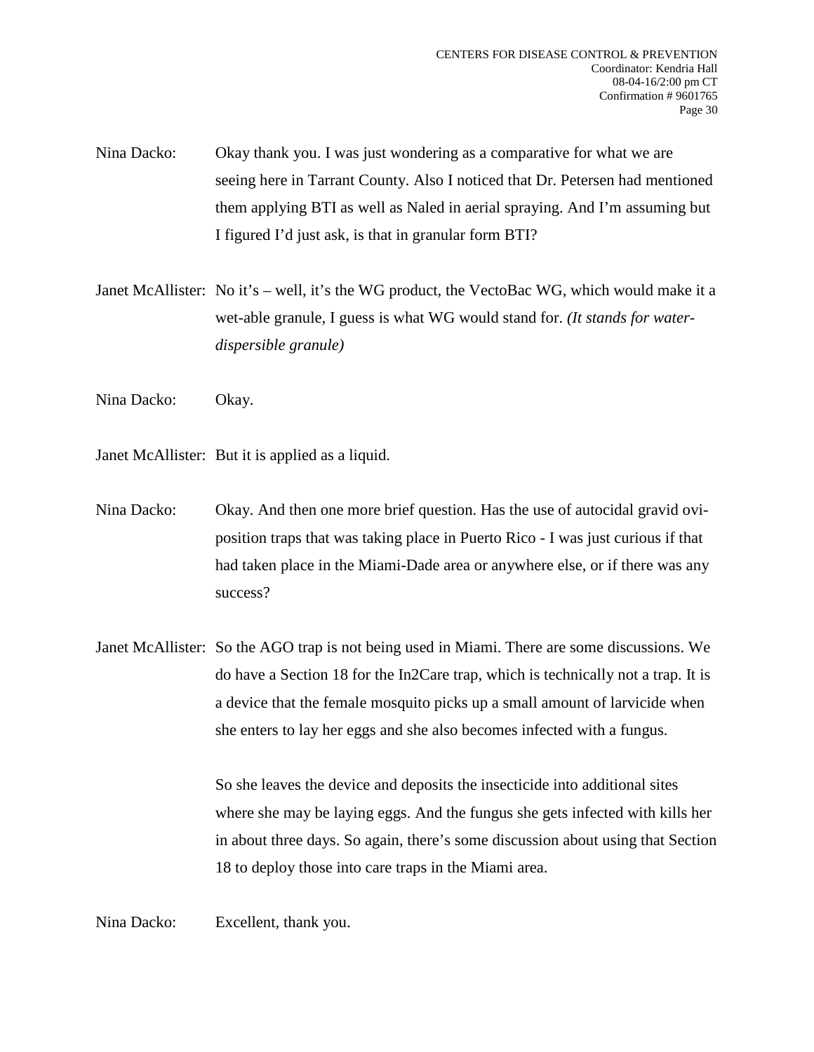Nina Dacko: Okay thank you. I was just wondering as a comparative for what we are seeing here in Tarrant County. Also I noticed that Dr. Petersen had mentioned them applying BTI as well as Naled in aerial spraying. And I'm assuming but I figured I'd just ask, is that in granular form BTI?

Janet McAllister: No it's – well, it's the WG product, the VectoBac WG, which would make it a wet-able granule, I guess is what WG would stand for. *(It stands for water-dispersible granule)*

Nina Dacko: Okay.

Janet McAllister: But it is applied as a liquid.

Nina Dacko: Okay. And then one more brief question. Has the use of autocidal gravid ovi-position traps that was taking place in Puerto Rico - I was just curious if that had taken place in the Miami-Dade area or anywhere else, or if there was any success?

Janet McAllister: So the AGO trap is not being used in Miami. There are some discussions. We do have a Section 18 for the In2Care trap, which is technically not a trap. It is a device that the female mosquito picks up a small amount of larvicide when she enters to lay her eggs and she also becomes infected with a fungus.

So she leaves the device and deposits the insecticide into additional sites where she may be laying eggs. And the fungus she gets infected with kills her in about three days. So again, there's some discussion about using that Section 18 to deploy those into care traps in the Miami area.

Nina Dacko: Excellent, thank you.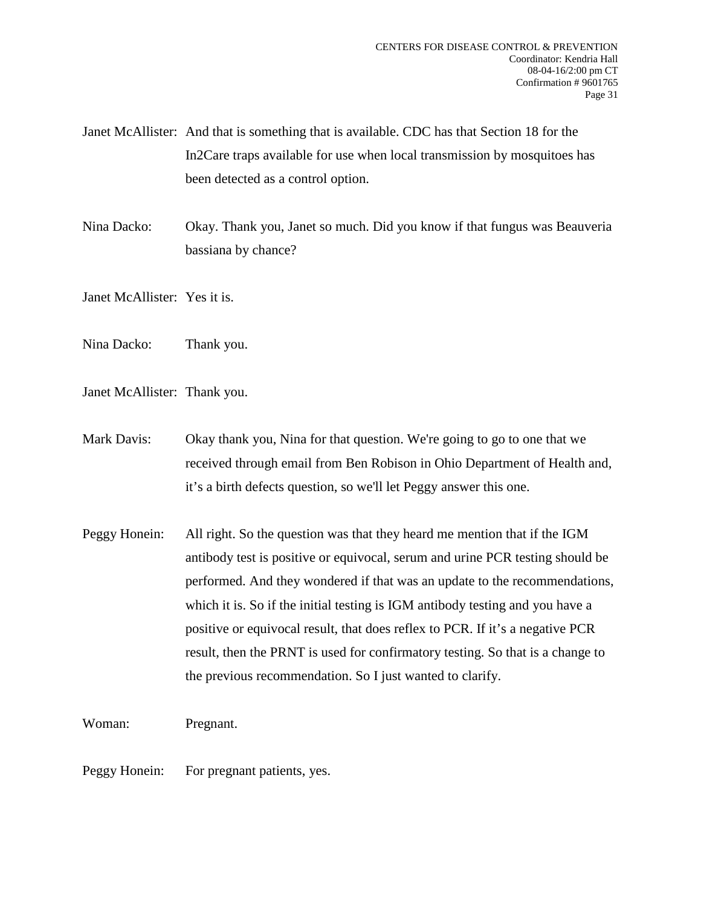Janet McAllister: And that is something that is available. CDC has that Section 18 for the In2Care traps available for use when local transmission by mosquitoes has been detected as a control option.

Nina Dacko: Okay. Thank you, Janet so much. Did you know if that fungus was Beauveria bassiana by chance?

Janet McAllister: Yes it is.

Nina Dacko: Thank you.

Janet McAllister: Thank you.

Mark Davis: Okay thank you, Nina for that question. We're going to go to one that we received through email from Ben Robison in Ohio Department of Health and, it's a birth defects question, so we'll let Peggy answer this one.

Peggy Honein: All right. So the question was that they heard me mention that if the IGM antibody test is positive or equivocal, serum and urine PCR testing should be performed. And they wondered if that was an update to the recommendations, which it is. So if the initial testing is IGM antibody testing and you have a positive or equivocal result, that does reflex to PCR. If it's a negative PCR result, then the PRNT is used for confirmatory testing. So that is a change to the previous recommendation. So I just wanted to clarify.

Woman: Pregnant.

Peggy Honein: For pregnant patients, yes.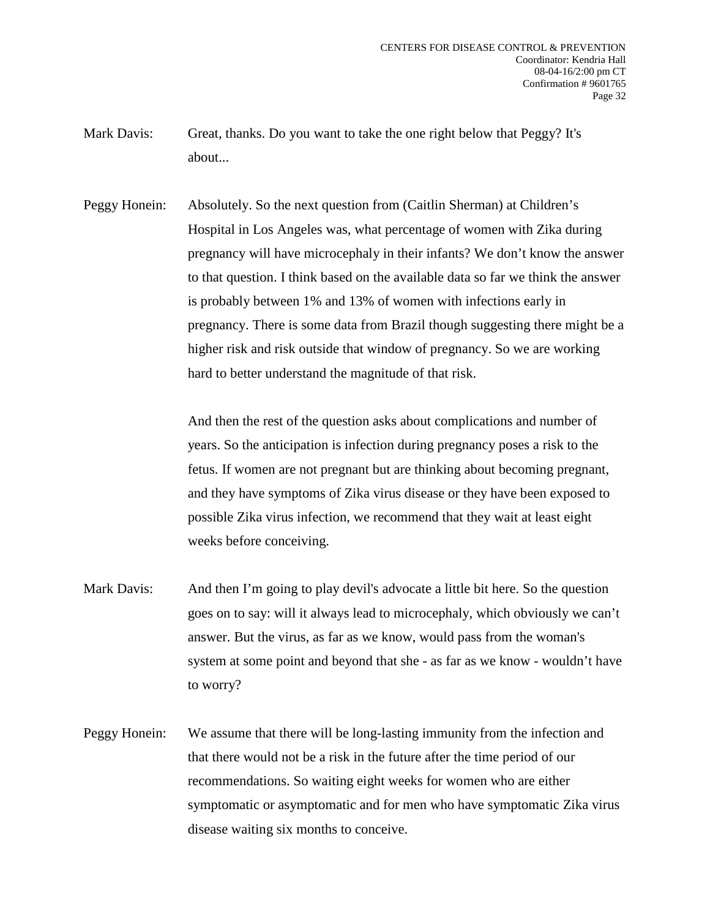Mark Davis: Great, thanks. Do you want to take the one right below that Peggy? It's about...

Peggy Honein: Absolutely. So the next question from (Caitlin Sherman) at Children's Hospital in Los Angeles was, what percentage of women with Zika during pregnancy will have microcephaly in their infants? We don't know the answer to that question. I think based on the available data so far we think the answer is probably between 1% and 13% of women with infections early in pregnancy. There is some data from Brazil though suggesting there might be a higher risk and risk outside that window of pregnancy. So we are working hard to better understand the magnitude of that risk.

And then the rest of the question asks about complications and number of years. So the anticipation is infection during pregnancy poses a risk to the fetus. If women are not pregnant but are thinking about becoming pregnant, and they have symptoms of Zika virus disease or they have been exposed to possible Zika virus infection, we recommend that they wait at least eight weeks before conceiving.

Mark Davis: And then I'm going to play devil's advocate a little bit here. So the question goes on to say: will it always lead to microcephaly, which obviously we can't answer. But the virus, as far as we know, would pass from the woman's system at some point and beyond that she - as far as we know - wouldn't have to worry?

Peggy Honein: We assume that there will be long-lasting immunity from the infection and that there would not be a risk in the future after the time period of our recommendations. So waiting eight weeks for women who are either symptomatic or asymptomatic and for men who have symptomatic Zika virus disease waiting six months to conceive.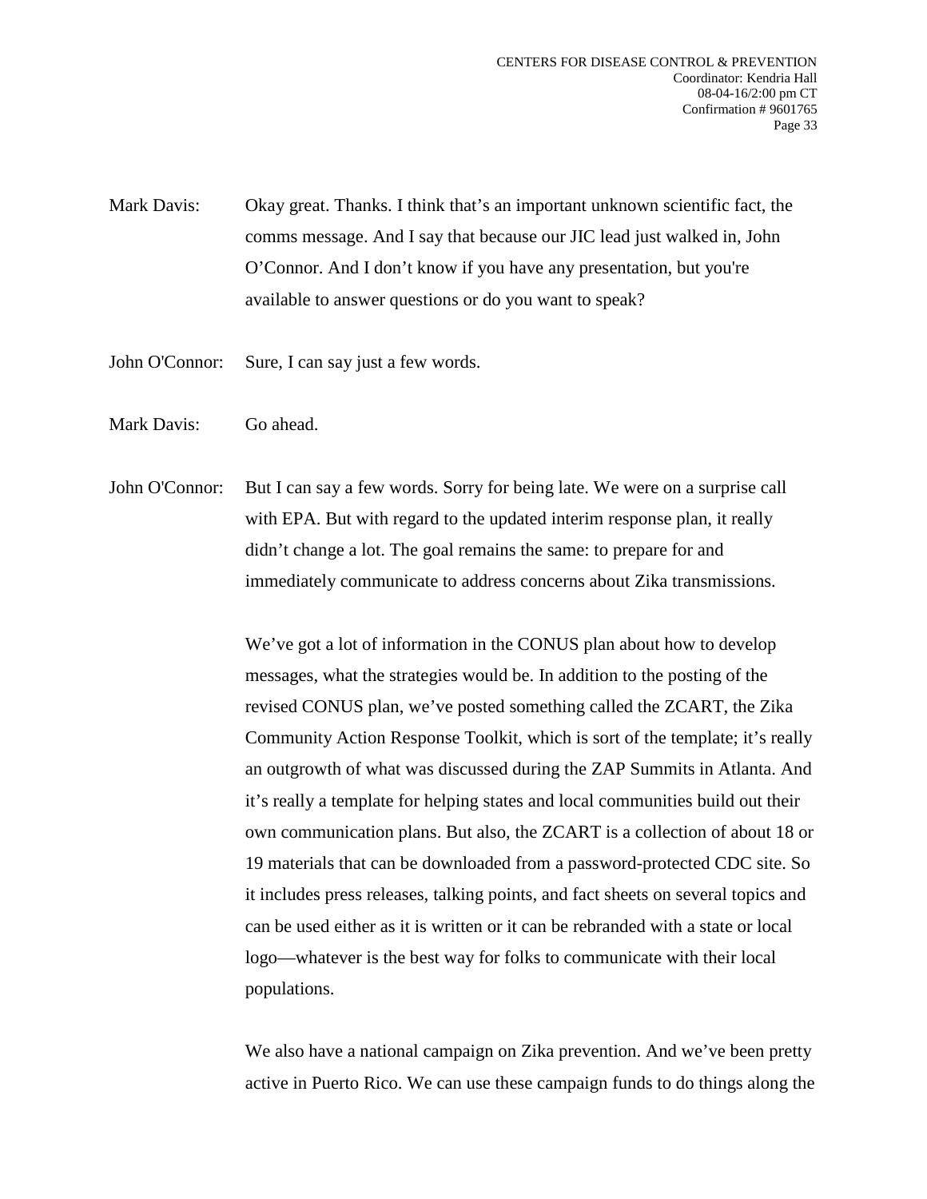Mark Davis: Okay great. Thanks. I think that's an important unknown scientific fact, the comms message. And I say that because our JIC lead just walked in, John O'Connor. And I don't know if you have any presentation, but you're available to answer questions or do you want to speak?

John O'Connor: Sure, I can say just a few words.

Mark Davis: Go ahead.

John O'Connor: But I can say a few words. Sorry for being late. We were on a surprise call with EPA. But with regard to the updated interim response plan, it really didn't change a lot. The goal remains the same: to prepare for and immediately communicate to address concerns about Zika transmissions.

We've got a lot of information in the CONUS plan about how to develop messages, what the strategies would be. In addition to the posting of the revised CONUS plan, we've posted something called the ZCART, the Zika Community Action Response Toolkit, which is sort of the template; it's really an outgrowth of what was discussed during the ZAP Summits in Atlanta. And it's really a template for helping states and local communities build out their own communication plans. But also, the ZCART is a collection of about 18 or 19 materials that can be downloaded from a password-protected CDC site. So it includes press releases, talking points, and fact sheets on several topics and can be used either as it is written or it can be rebranded with a state or local logo—whatever is the best way for folks to communicate with their local populations.

We also have a national campaign on Zika prevention. And we've been pretty active in Puerto Rico. We can use these campaign funds to do things along the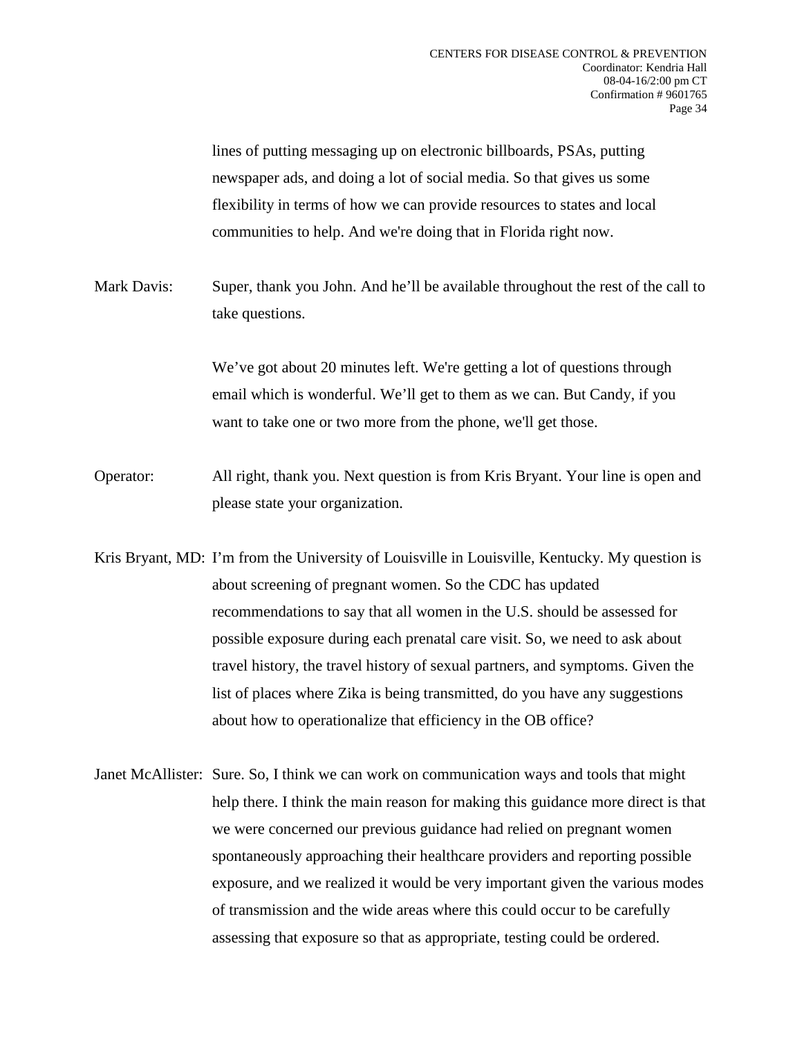lines of putting messaging up on electronic billboards, PSAs, putting newspaper ads, and doing a lot of social media. So that gives us some flexibility in terms of how we can provide resources to states and local communities to help. And we're doing that in Florida right now.

Mark Davis: Super, thank you John. And he'll be available throughout the rest of the call to take questions.

We've got about 20 minutes left. We're getting a lot of questions through email which is wonderful. We'll get to them as we can. But Candy, if you want to take one or two more from the phone, we'll get those.

Operator: All right, thank you. Next question is from Kris Bryant. Your line is open and please state your organization.

Kris Bryant, MD: I'm from the University of Louisville in Louisville, Kentucky. My question is about screening of pregnant women. So the CDC has updated recommendations to say that all women in the U.S. should be assessed for possible exposure during each prenatal care visit. So, we need to ask about travel history, the travel history of sexual partners, and symptoms. Given the list of places where Zika is being transmitted, do you have any suggestions about how to operationalize that efficiency in the OB office?

Janet McAllister: Sure. So, I think we can work on communication ways and tools that might help there. I think the main reason for making this guidance more direct is that we were concerned our previous guidance had relied on pregnant women spontaneously approaching their healthcare providers and reporting possible exposure, and we realized it would be very important given the various modes of transmission and the wide areas where this could occur to be carefully assessing that exposure so that as appropriate, testing could be ordered.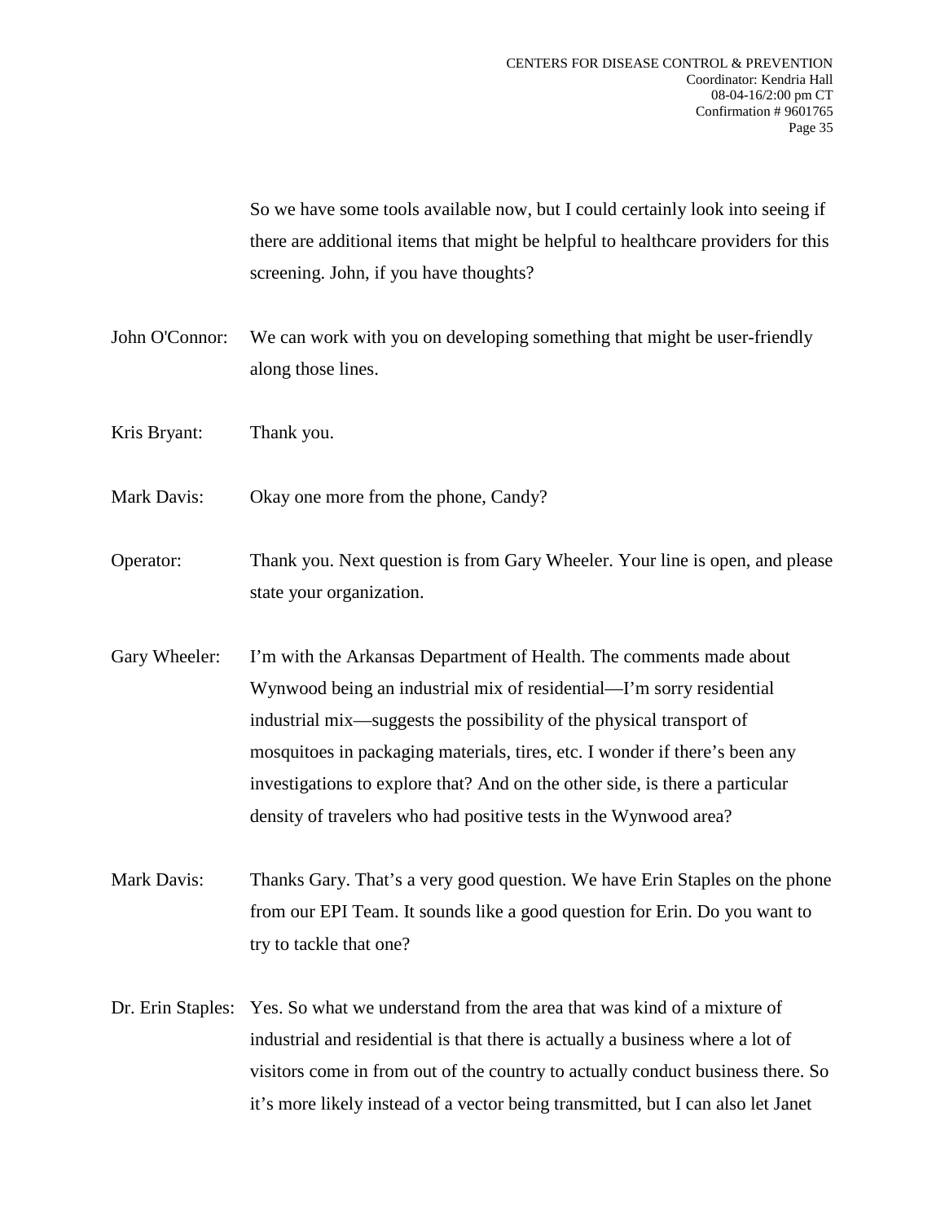So we have some tools available now, but I could certainly look into seeing if there are additional items that might be helpful to healthcare providers for this screening. John, if you have thoughts?

John O'Connor: We can work with you on developing something that might be user-friendly along those lines.

Kris Bryant: Thank you.

Mark Davis: Okay one more from the phone, Candy?

Operator: Thank you. Next question is from Gary Wheeler. Your line is open, and please state your organization.

Gary Wheeler: I'm with the Arkansas Department of Health. The comments made about Wynwood being an industrial mix of residential—I'm sorry residential industrial mix—suggests the possibility of the physical transport of mosquitoes in packaging materials, tires, etc. I wonder if there's been any investigations to explore that? And on the other side, is there a particular density of travelers who had positive tests in the Wynwood area?

Mark Davis: Thanks Gary. That's a very good question. We have Erin Staples on the phone from our EPI Team. It sounds like a good question for Erin. Do you want to try to tackle that one?

Dr. Erin Staples: Yes. So what we understand from the area that was kind of a mixture of industrial and residential is that there is actually a business where a lot of visitors come in from out of the country to actually conduct business there. So it's more likely instead of a vector being transmitted, but I can also let Janet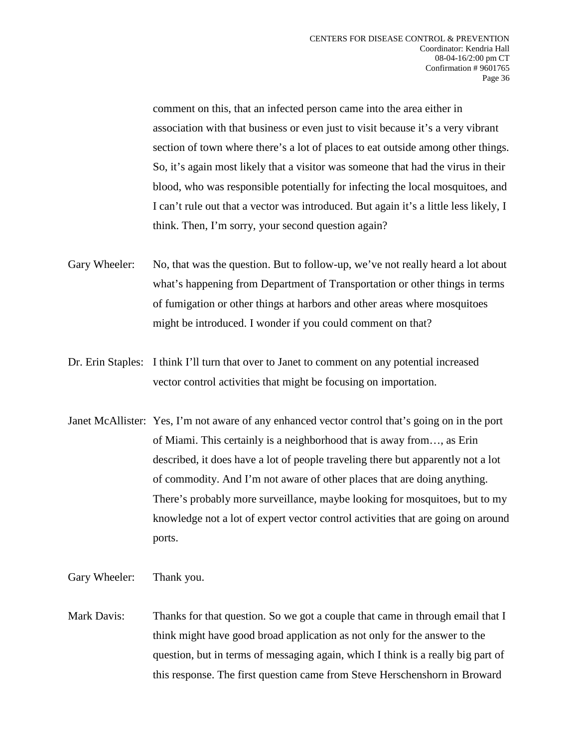comment on this, that an infected person came into the area either in association with that business or even just to visit because it's a very vibrant section of town where there's a lot of places to eat outside among other things. So, it's again most likely that a visitor was someone that had the virus in their blood, who was responsible potentially for infecting the local mosquitoes, and I can't rule out that a vector was introduced. But again it's a little less likely, I think. Then, I'm sorry, your second question again?

Gary Wheeler: No, that was the question. But to follow-up, we've not really heard a lot about what's happening from Department of Transportation or other things in terms of fumigation or other things at harbors and other areas where mosquitoes might be introduced. I wonder if you could comment on that?

Dr. Erin Staples: I think I'll turn that over to Janet to comment on any potential increased vector control activities that might be focusing on importation.

Janet McAllister: Yes, I'm not aware of any enhanced vector control that's going on in the port of Miami. This certainly is a neighborhood that is away from…, as Erin described, it does have a lot of people traveling there but apparently not a lot of commodity. And I'm not aware of other places that are doing anything. There's probably more surveillance, maybe looking for mosquitoes, but to my knowledge not a lot of expert vector control activities that are going on around ports.

Gary Wheeler: Thank you.

Mark Davis: Thanks for that question. So we got a couple that came in through email that I think might have good broad application as not only for the answer to the question, but in terms of messaging again, which I think is a really big part of this response. The first question came from Steve Herschenshorn in Broward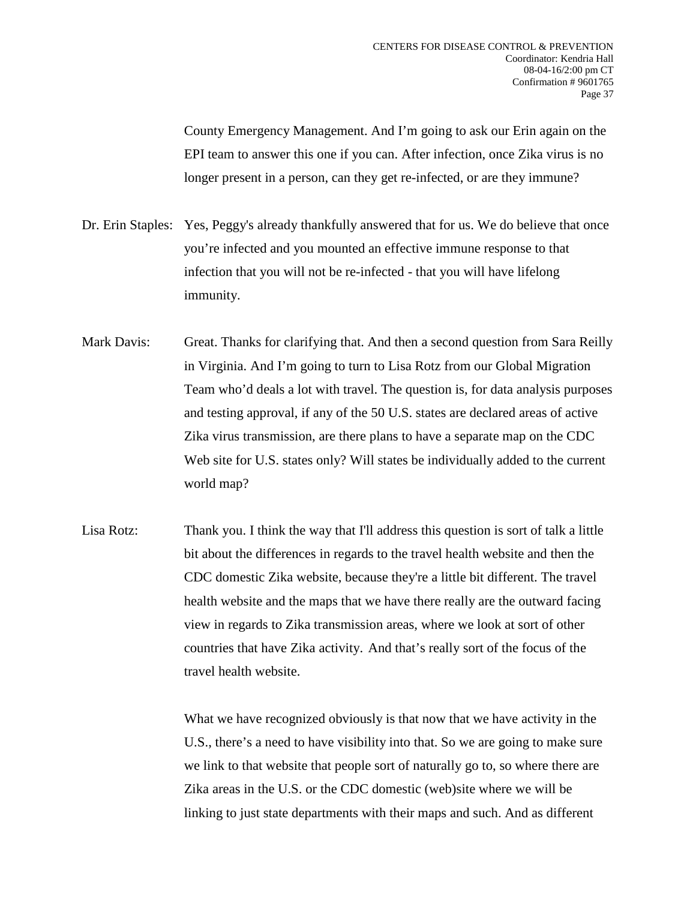County Emergency Management. And I'm going to ask our Erin again on the EPI team to answer this one if you can. After infection, once Zika virus is no longer present in a person, can they get re-infected, or are they immune?

Dr. Erin Staples: Yes, Peggy's already thankfully answered that for us. We do believe that once you're infected and you mounted an effective immune response to that infection that you will not be re-infected - that you will have lifelong immunity.

Mark Davis: Great. Thanks for clarifying that. And then a second question from Sara Reilly in Virginia. And I'm going to turn to Lisa Rotz from our Global Migration Team who'd deals a lot with travel. The question is, for data analysis purposes and testing approval, if any of the 50 U.S. states are declared areas of active Zika virus transmission, are there plans to have a separate map on the CDC Web site for U.S. states only? Will states be individually added to the current world map?

Lisa Rotz: Thank you. I think the way that I'll address this question is sort of talk a little bit about the differences in regards to the travel health website and then the CDC domestic Zika website, because they're a little bit different. The travel health website and the maps that we have there really are the outward facing view in regards to Zika transmission areas, where we look at sort of other countries that have Zika activity. And that's really sort of the focus of the travel health website.

What we have recognized obviously is that now that we have activity in the U.S., there's a need to have visibility into that. So we are going to make sure we link to that website that people sort of naturally go to, so where there are Zika areas in the U.S. or the CDC domestic (web)site where we will be linking to just state departments with their maps and such. And as different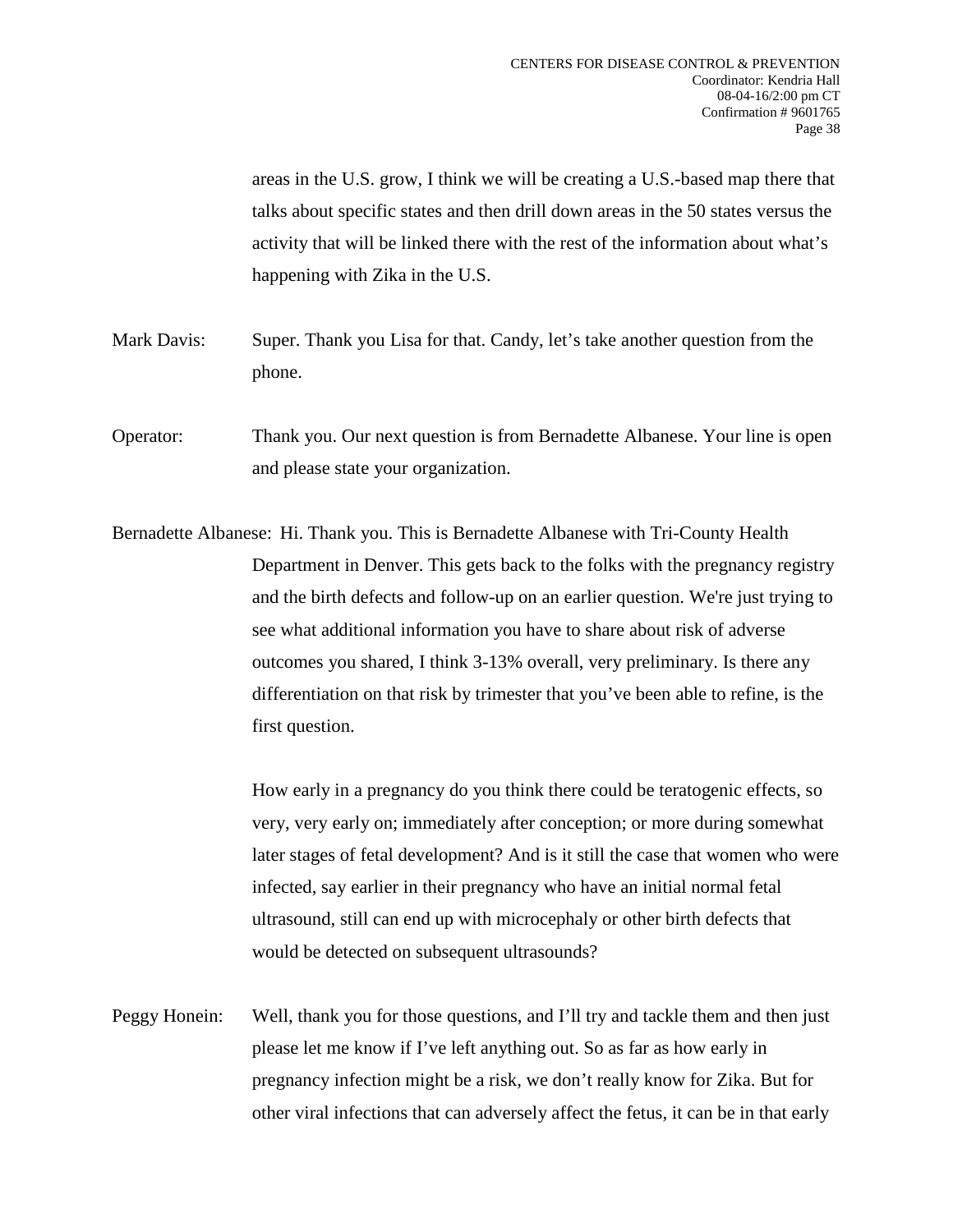areas in the U.S. grow, I think we will be creating a U.S.-based map there that talks about specific states and then drill down areas in the 50 states versus the activity that will be linked there with the rest of the information about what's happening with Zika in the U.S.

Mark Davis: Super. Thank you Lisa for that. Candy, let's take another question from the phone.

Operator: Thank you. Our next question is from Bernadette Albanese. Your line is open and please state your organization.

Bernadette Albanese: Hi. Thank you. This is Bernadette Albanese with Tri-County Health Department in Denver. This gets back to the folks with the pregnancy registry and the birth defects and follow-up on an earlier question. We're just trying to see what additional information you have to share about risk of adverse outcomes you shared, I think 3-13% overall, very preliminary. Is there any differentiation on that risk by trimester that you've been able to refine, is the first question.

How early in a pregnancy do you think there could be teratogenic effects, so very, very early on; immediately after conception; or more during somewhat later stages of fetal development? And is it still the case that women who were infected, say earlier in their pregnancy who have an initial normal fetal ultrasound, still can end up with microcephaly or other birth defects that would be detected on subsequent ultrasounds?

Peggy Honein: Well, thank you for those questions, and I'll try and tackle them and then just please let me know if I've left anything out. So as far as how early in pregnancy infection might be a risk, we don't really know for Zika. But for other viral infections that can adversely affect the fetus, it can be in that early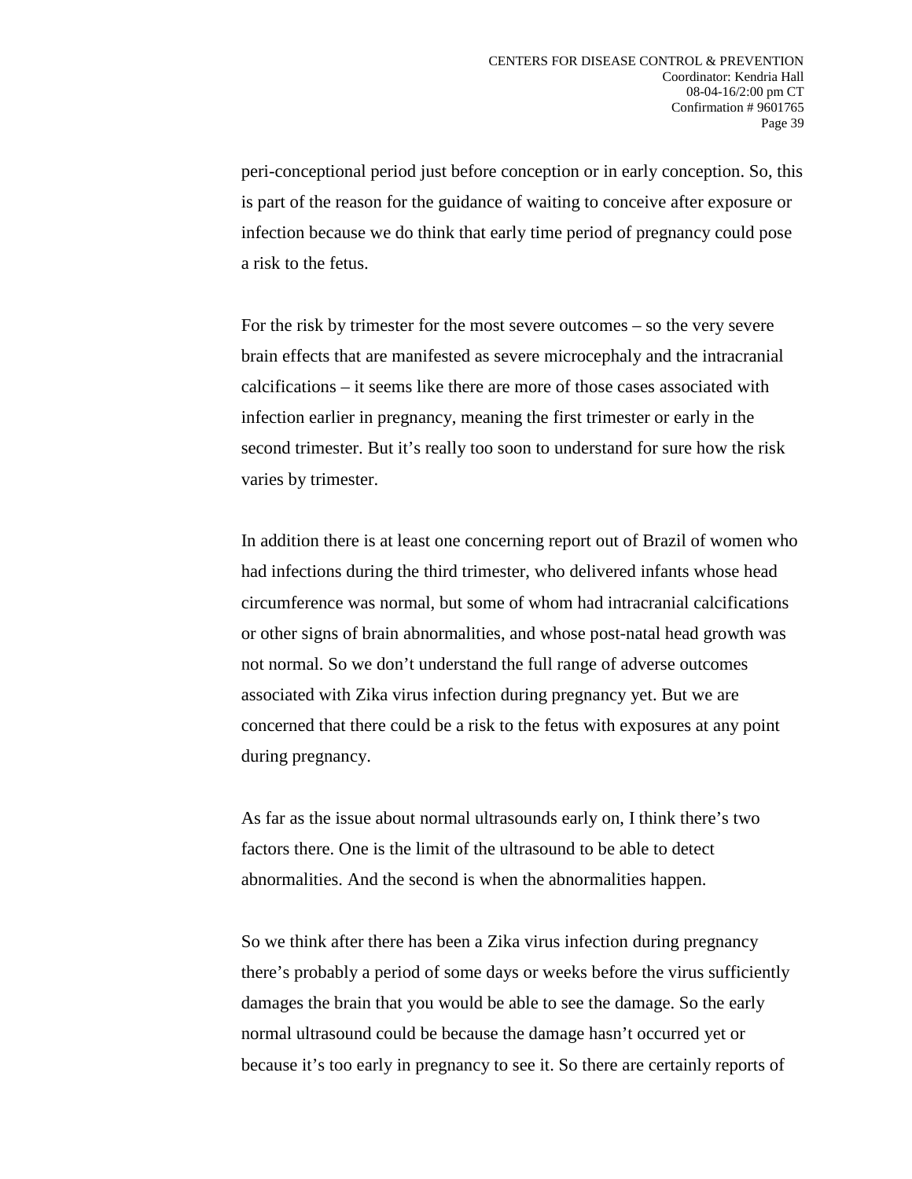peri-conceptional period just before conception or in early conception. So, this is part of the reason for the guidance of waiting to conceive after exposure or infection because we do think that early time period of pregnancy could pose a risk to the fetus.

For the risk by trimester for the most severe outcomes – so the very severe brain effects that are manifested as severe microcephaly and the intracranial calcifications – it seems like there are more of those cases associated with infection earlier in pregnancy, meaning the first trimester or early in the second trimester. But it's really too soon to understand for sure how the risk varies by trimester.

In addition there is at least one concerning report out of Brazil of women who had infections during the third trimester, who delivered infants whose head circumference was normal, but some of whom had intracranial calcifications or other signs of brain abnormalities, and whose post-natal head growth was not normal. So we don't understand the full range of adverse outcomes associated with Zika virus infection during pregnancy yet. But we are concerned that there could be a risk to the fetus with exposures at any point during pregnancy.

As far as the issue about normal ultrasounds early on, I think there's two factors there. One is the limit of the ultrasound to be able to detect abnormalities. And the second is when the abnormalities happen.

So we think after there has been a Zika virus infection during pregnancy there's probably a period of some days or weeks before the virus sufficiently damages the brain that you would be able to see the damage. So the early normal ultrasound could be because the damage hasn't occurred yet or because it's too early in pregnancy to see it. So there are certainly reports of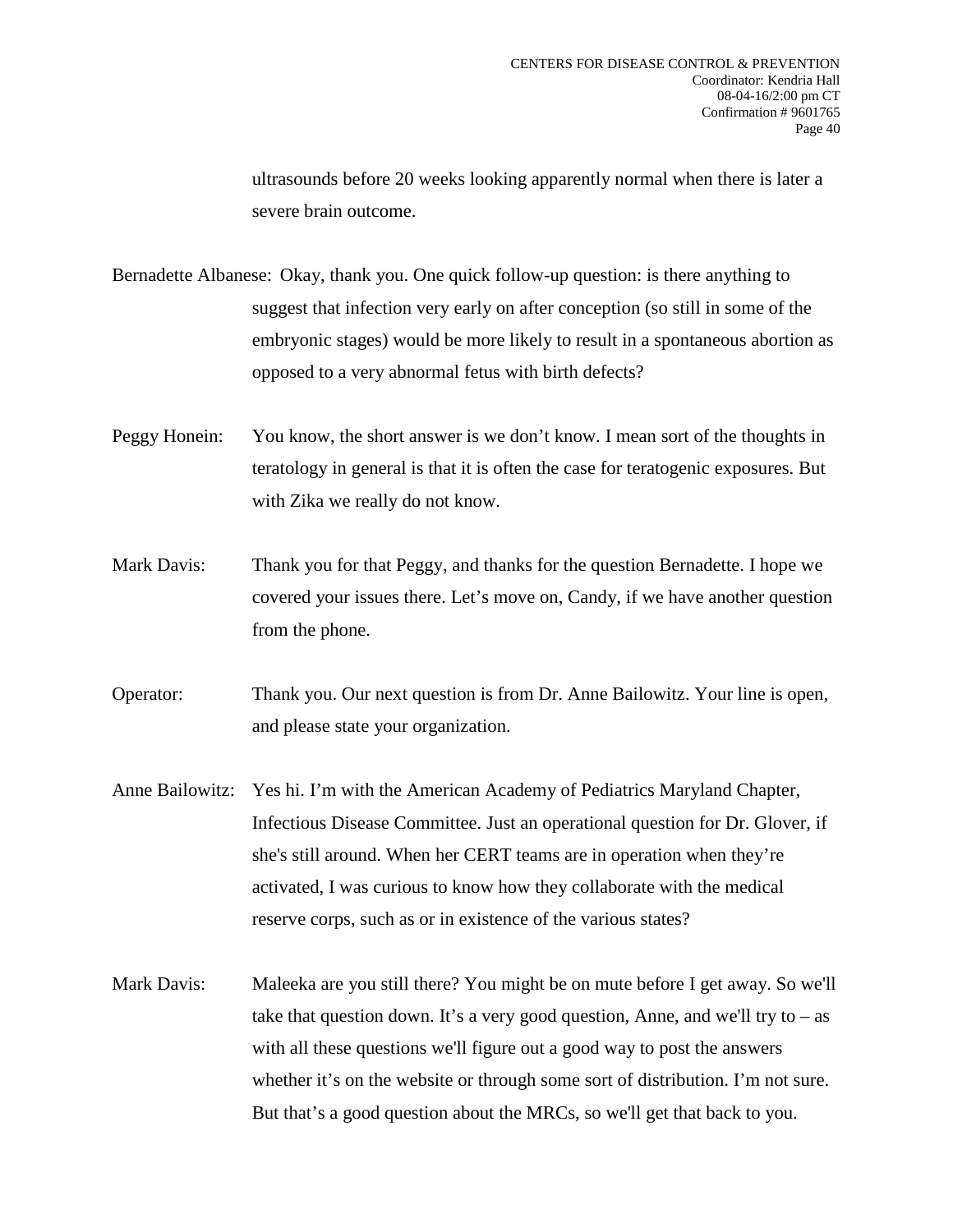ultrasounds before 20 weeks looking apparently normal when there is later a severe brain outcome.

Bernadette Albanese: Okay, thank you. One quick follow-up question: is there anything to suggest that infection very early on after conception (so still in some of the embryonic stages) would be more likely to result in a spontaneous abortion as opposed to a very abnormal fetus with birth defects?

Peggy Honein: You know, the short answer is we don't know. I mean sort of the thoughts in teratology in general is that it is often the case for teratogenic exposures. But with Zika we really do not know.

Mark Davis: Thank you for that Peggy, and thanks for the question Bernadette. I hope we covered your issues there. Let's move on, Candy, if we have another question from the phone.

Operator: Thank you. Our next question is from Dr. Anne Bailowitz. Your line is open, and please state your organization.

Anne Bailowitz: Yes hi. I'm with the American Academy of Pediatrics Maryland Chapter, Infectious Disease Committee. Just an operational question for Dr. Glover, if she's still around. When her CERT teams are in operation when they're activated, I was curious to know how they collaborate with the medical reserve corps, such as or in existence of the various states?

Mark Davis: Maleeka are you still there? You might be on mute before I get away. So we'll take that question down. It's a very good question, Anne, and we'll try to – as with all these questions we'll figure out a good way to post the answers whether it's on the website or through some sort of distribution. I'm not sure. But that's a good question about the MRCs, so we'll get that back to you.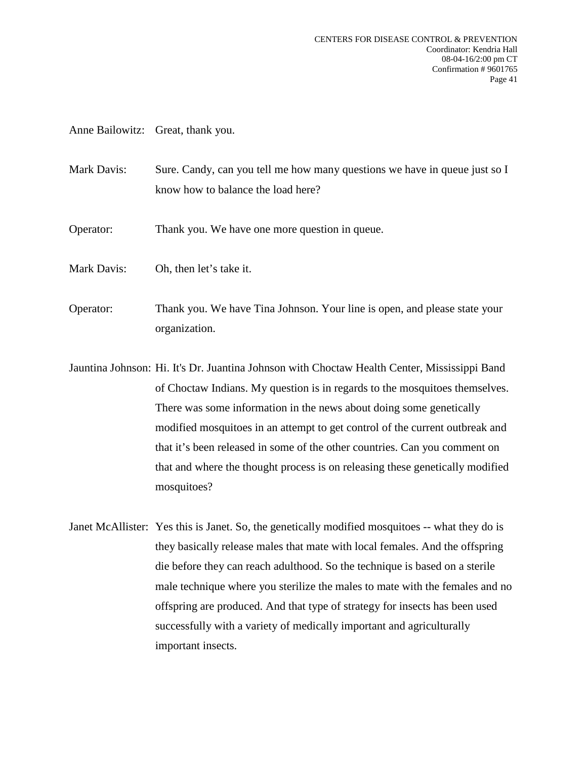Anne Bailowitz: Great, thank you.

Mark Davis: Sure. Candy, can you tell me how many questions we have in queue just so I know how to balance the load here?

Operator: Thank you. We have one more question in queue.

Mark Davis: Oh, then let's take it.

Operator: Thank you. We have Tina Johnson. Your line is open, and please state your organization.

Jauntina Johnson: Hi. It's Dr. Juantina Johnson with Choctaw Health Center, Mississippi Band of Choctaw Indians. My question is in regards to the mosquitoes themselves. There was some information in the news about doing some genetically modified mosquitoes in an attempt to get control of the current outbreak and that it's been released in some of the other countries. Can you comment on that and where the thought process is on releasing these genetically modified mosquitoes?

Janet McAllister: Yes this is Janet. So, the genetically modified mosquitoes -- what they do is they basically release males that mate with local females. And the offspring die before they can reach adulthood. So the technique is based on a sterile male technique where you sterilize the males to mate with the females and no offspring are produced. And that type of strategy for insects has been used successfully with a variety of medically important and agriculturally important insects.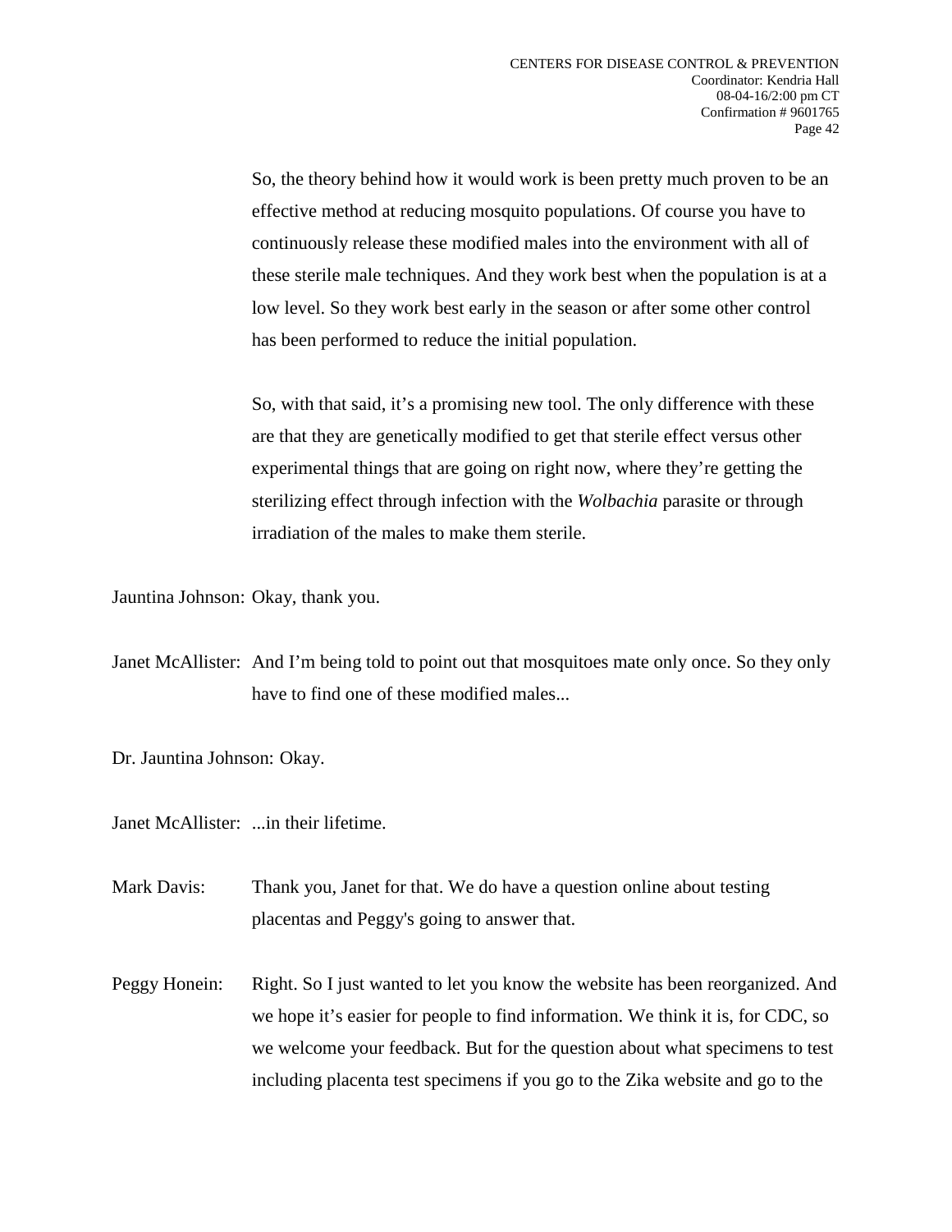So, the theory behind how it would work is been pretty much proven to be an effective method at reducing mosquito populations. Of course you have to continuously release these modified males into the environment with all of these sterile male techniques. And they work best when the population is at a low level. So they work best early in the season or after some other control has been performed to reduce the initial population.

So, with that said, it's a promising new tool. The only difference with these are that they are genetically modified to get that sterile effect versus other experimental things that are going on right now, where they're getting the sterilizing effect through infection with the *Wolbachia* parasite or through irradiation of the males to make them sterile.

Jauntina Johnson: Okay, thank you.

Janet McAllister: And I'm being told to point out that mosquitoes mate only once. So they only have to find one of these modified males...

Dr. Jauntina Johnson: Okay.

Janet McAllister: ...in their lifetime.

Mark Davis: Thank you, Janet for that. We do have a question online about testing placentas and Peggy's going to answer that.

Peggy Honein: Right. So I just wanted to let you know the website has been reorganized. And we hope it's easier for people to find information. We think it is, for CDC, so we welcome your feedback. But for the question about what specimens to test including placenta test specimens if you go to the Zika website and go to the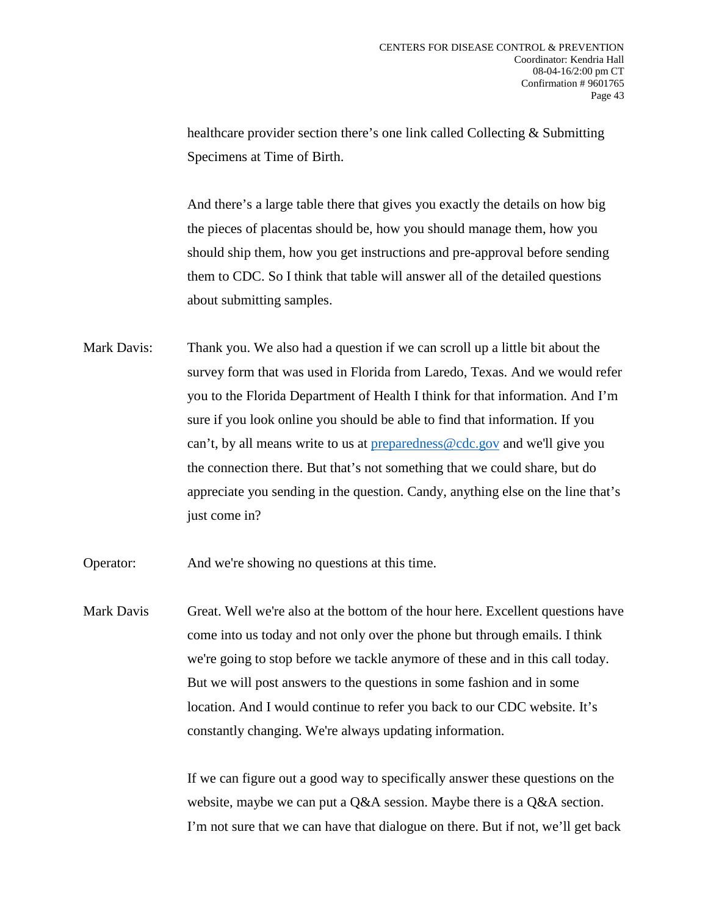healthcare provider section there's one link called Collecting & Submitting Specimens at Time of Birth.

And there's a large table there that gives you exactly the details on how big the pieces of placentas should be, how you should manage them, how you should ship them, how you get instructions and pre-approval before sending them to CDC. So I think that table will answer all of the detailed questions about submitting samples.

Mark Davis: Thank you. We also had a question if we can scroll up a little bit about the survey form that was used in Florida from Laredo, Texas. And we would refer you to the Florida Department of Health I think for that information. And I'm sure if you look online you should be able to find that information. If you can't, by all means write to us at preparedness@cdc.gov and we'll give you the connection there. But that's not something that we could share, but do appreciate you sending in the question. Candy, anything else on the line that's just come in?

Operator: And we're showing no questions at this time.

Mark Davis Great. Well we're also at the bottom of the hour here. Excellent questions have come into us today and not only over the phone but through emails. I think we're going to stop before we tackle anymore of these and in this call today. But we will post answers to the questions in some fashion and in some location. And I would continue to refer you back to our CDC website. It's constantly changing. We're always updating information.

If we can figure out a good way to specifically answer these questions on the website, maybe we can put a Q&A session. Maybe there is a Q&A section. I'm not sure that we can have that dialogue on there. But if not, we'll get back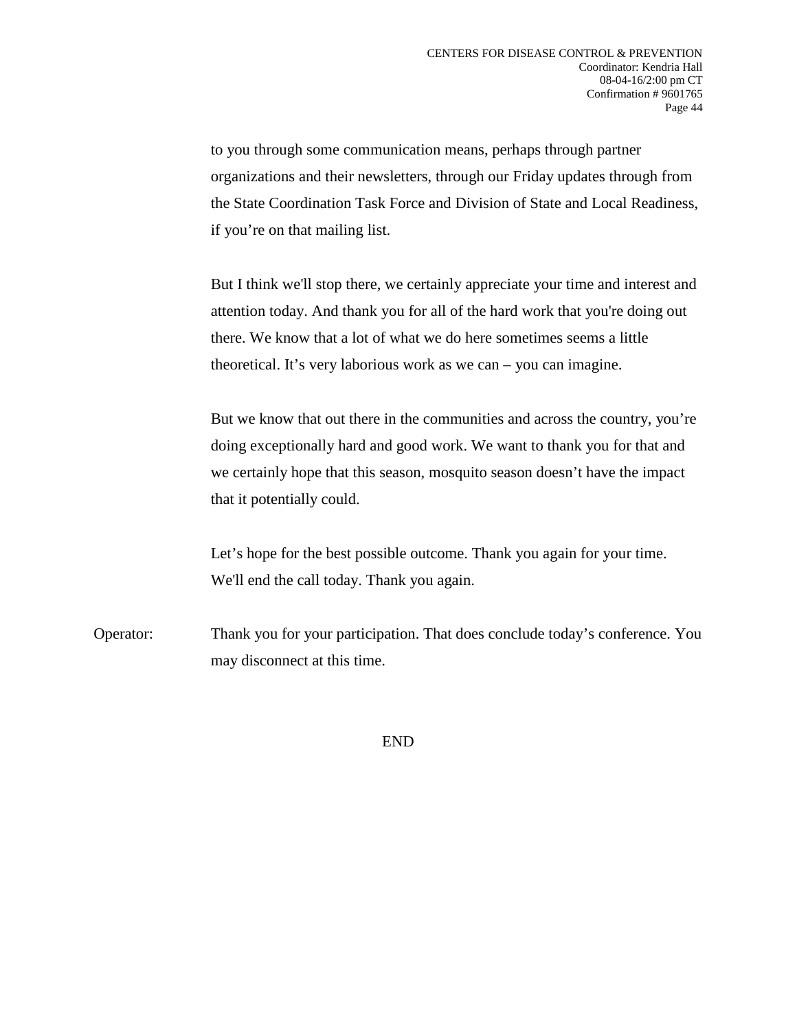to you through some communication means, perhaps through partner organizations and their newsletters, through our Friday updates through from the State Coordination Task Force and Division of State and Local Readiness, if you're on that mailing list.

But I think we'll stop there, we certainly appreciate your time and interest and attention today. And thank you for all of the hard work that you're doing out there. We know that a lot of what we do here sometimes seems a little theoretical. It's very laborious work as we can – you can imagine.

But we know that out there in the communities and across the country, you're doing exceptionally hard and good work. We want to thank you for that and we certainly hope that this season, mosquito season doesn't have the impact that it potentially could.

Let's hope for the best possible outcome. Thank you again for your time. We'll end the call today. Thank you again.

Operator: Thank you for your participation. That does conclude today's conference. You may disconnect at this time.

END